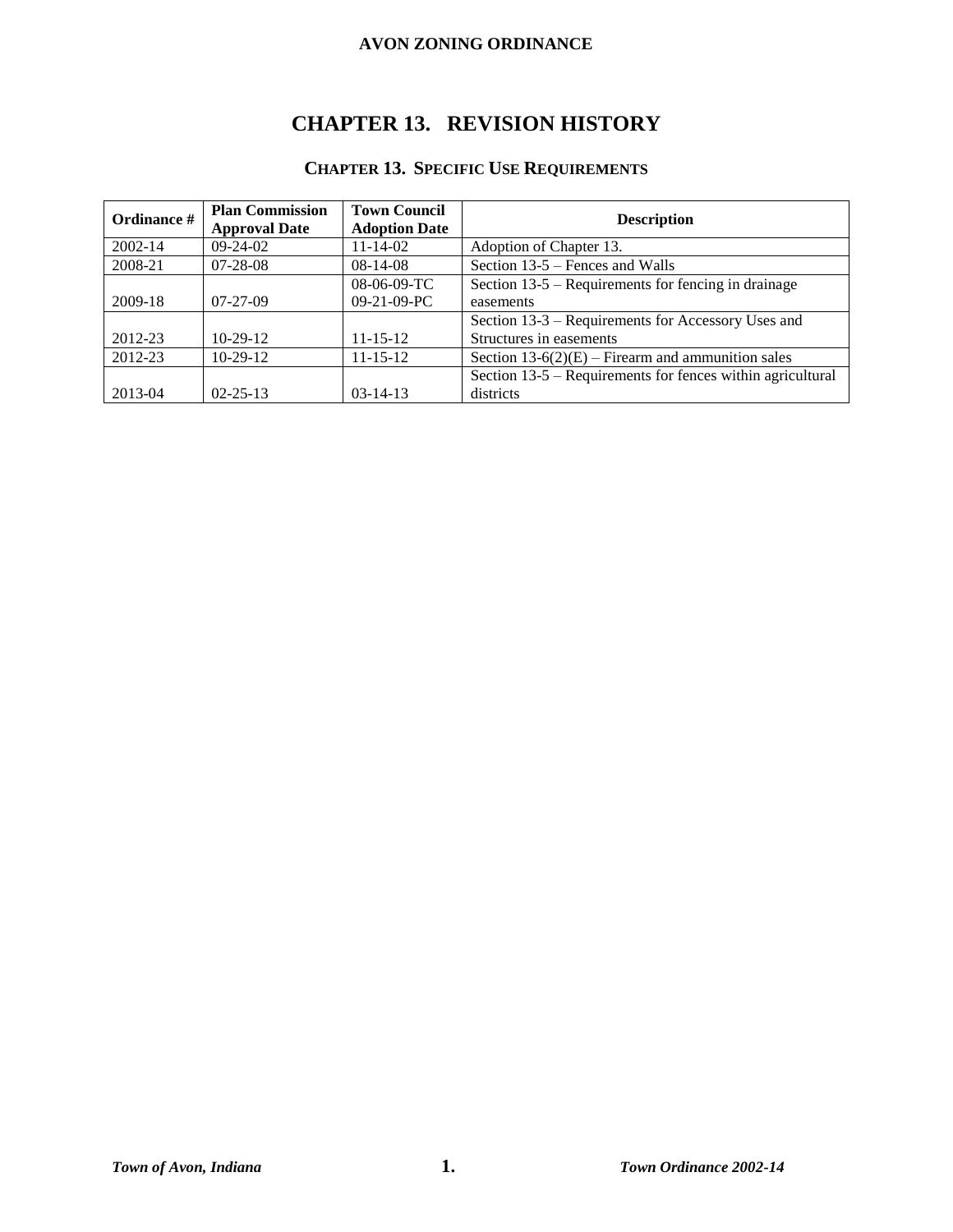# CHAPTER 13. REVISION HISTORY

## CHAPTER 13. SPECIFIC USE REQUIREMENTS

| Ordinance # | Plan Commission Approval Date | Town Council Adoption Date | Description |
|---|---|---|---|
| 2002-14 | 09-24-02 | 11-14-02 | Adoption of Chapter 13. |
| 2008-21 | 07-28-08 | 08-14-08 | Section 13-5 – Fences and Walls |
| 2009-18 | 07-27-09 | 08-06-09-TC 09-21-09-PC | Section 13-5 – Requirements for fencing in drainage easements |
| 2012-23 | 10-29-12 | 11-15-12 | Section 13-3 – Requirements for Accessory Uses and Structures in easements |
| 2012-23 | 10-29-12 | 11-15-12 | Section 13-6(2)(E) – Firearm and ammunition sales |
| 2013-04 | 02-25-13 | 03-14-13 | Section 13-5 – Requirements for fences within agricultural districts |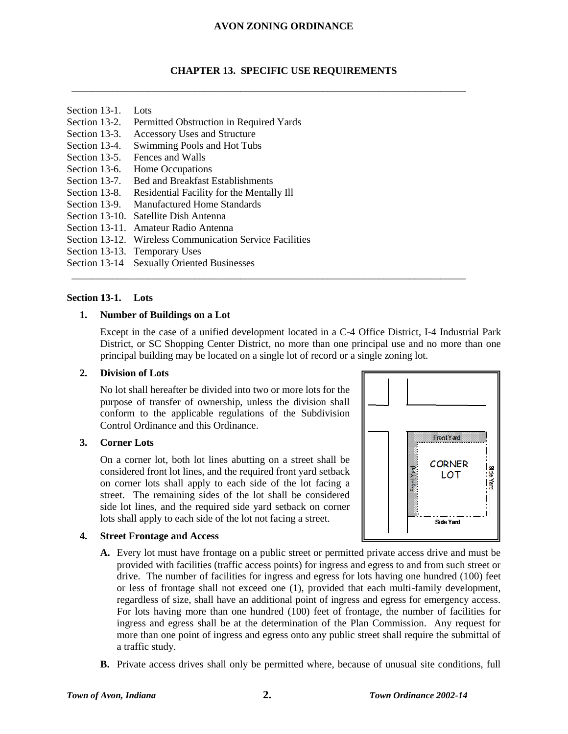# CHAPTER 13. SPECIFIC USE REQUIREMENTS

- Section 13-1. Lots
- Section 13-2. Permitted Obstruction in Required Yards
- Section 13-3. Accessory Uses and Structure
- Section 13-4. Swimming Pools and Hot Tubs
- Section 13-5. Fences and Walls
- Section 13-6. Home Occupations
- Section 13-7. Bed and Breakfast Establishments
- Section 13-8. Residential Facility for the Mentally Ill
- Section 13-9. Manufactured Home Standards
- Section 13-10. Satellite Dish Antenna
- Section 13-11. Amateur Radio Antenna
- Section 13-12. Wireless Communication Service Facilities
- Section 13-13. Temporary Uses
- Section 13-14 Sexually Oriented Businesses

## Section 13-1. Lots

### 1. Number of Buildings on a Lot

Except in the case of a unified development located in a C-4 Office District, I-4 Industrial Park District, or SC Shopping Center District, no more than one principal use and no more than one principal building may be located on a single lot of record or a single zoning lot.

### 2. Division of Lots

No lot shall hereafter be divided into two or more lots for the purpose of transfer of ownership, unless the division shall conform to the applicable regulations of the Subdivision Control Ordinance and this Ordinance.

### 3. Corner Lots

On a corner lot, both lot lines abutting on a street shall be considered front lot lines, and the required front yard setback on corner lots shall apply to each side of the lot facing a street. The remaining sides of the lot shall be considered side lot lines, and the required side yard setback on corner lots shall apply to each side of the lot not facing a street.

### 4. Street Frontage and Access

**A.** Every lot must have frontage on a public street or permitted private access drive and must be provided with facilities (traffic access points) for ingress and egress to and from such street or drive. The number of facilities for ingress and egress for lots having one hundred (100) feet or less of frontage shall not exceed one (1), provided that each multi-family development, regardless of size, shall have an additional point of ingress and egress for emergency access. For lots having more than one hundred (100) feet of frontage, the number of facilities for ingress and egress shall be at the determination of the Plan Commission. Any request for more than one point of ingress and egress onto any public street shall require the submittal of a traffic study.

**B.** Private access drives shall only be permitted where, because of unusual site conditions, full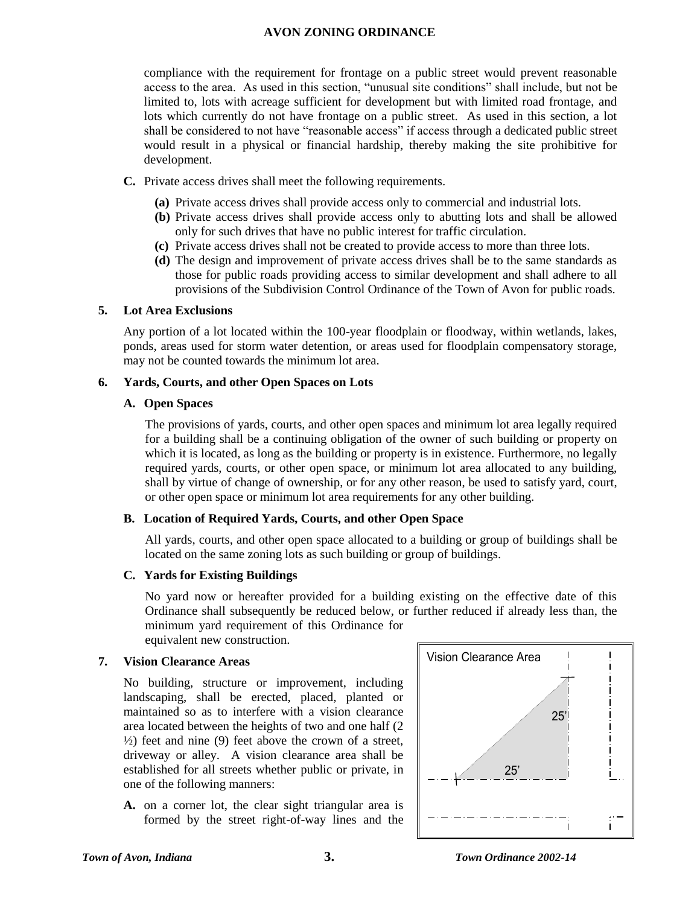compliance with the requirement for frontage on a public street would prevent reasonable access to the area. As used in this section, "unusual site conditions" shall include, but not be limited to, lots with acreage sufficient for development but with limited road frontage, and lots which currently do not have frontage on a public street. As used in this section, a lot shall be considered to not have "reasonable access" if access through a dedicated public street would result in a physical or financial hardship, thereby making the site prohibitive for development.

**C.** Private access drives shall meet the following requirements.

**(a)** Private access drives shall provide access only to commercial and industrial lots.

**(b)** Private access drives shall provide access only to abutting lots and shall be allowed only for such drives that have no public interest for traffic circulation.

**(c)** Private access drives shall not be created to provide access to more than three lots.

**(d)** The design and improvement of private access drives shall be to the same standards as those for public roads providing access to similar development and shall adhere to all provisions of the Subdivision Control Ordinance of the Town of Avon for public roads.

## 5. Lot Area Exclusions

Any portion of a lot located within the 100-year floodplain or floodway, within wetlands, lakes, ponds, areas used for storm water detention, or areas used for floodplain compensatory storage, may not be counted towards the minimum lot area.

## 6. Yards, Courts, and other Open Spaces on Lots

### A. Open Spaces

The provisions of yards, courts, and other open spaces and minimum lot area legally required for a building shall be a continuing obligation of the owner of such building or property on which it is located, as long as the building or property is in existence. Furthermore, no legally required yards, courts, or other open space, or minimum lot area allocated to any building, shall by virtue of change of ownership, or for any other reason, be used to satisfy yard, court, or other open space or minimum lot area requirements for any other building.

### B. Location of Required Yards, Courts, and other Open Space

All yards, courts, and other open space allocated to a building or group of buildings shall be located on the same zoning lots as such building or group of buildings.

### C. Yards for Existing Buildings

No yard now or hereafter provided for a building existing on the effective date of this Ordinance shall subsequently be reduced below, or further reduced if already less than, the minimum yard requirement of this Ordinance for equivalent new construction.

## 7. Vision Clearance Areas

No building, structure or improvement, including landscaping, shall be erected, placed, planted or maintained so as to interfere with a vision clearance area located between the heights of two and one half (2 ½) feet and nine (9) feet above the crown of a street, driveway or alley. A vision clearance area shall be established for all streets whether public or private, in one of the following manners:

Vision Clearance Area

25'

25'

**A.** on a corner lot, the clear sight triangular area is formed by the street right-of-way lines and the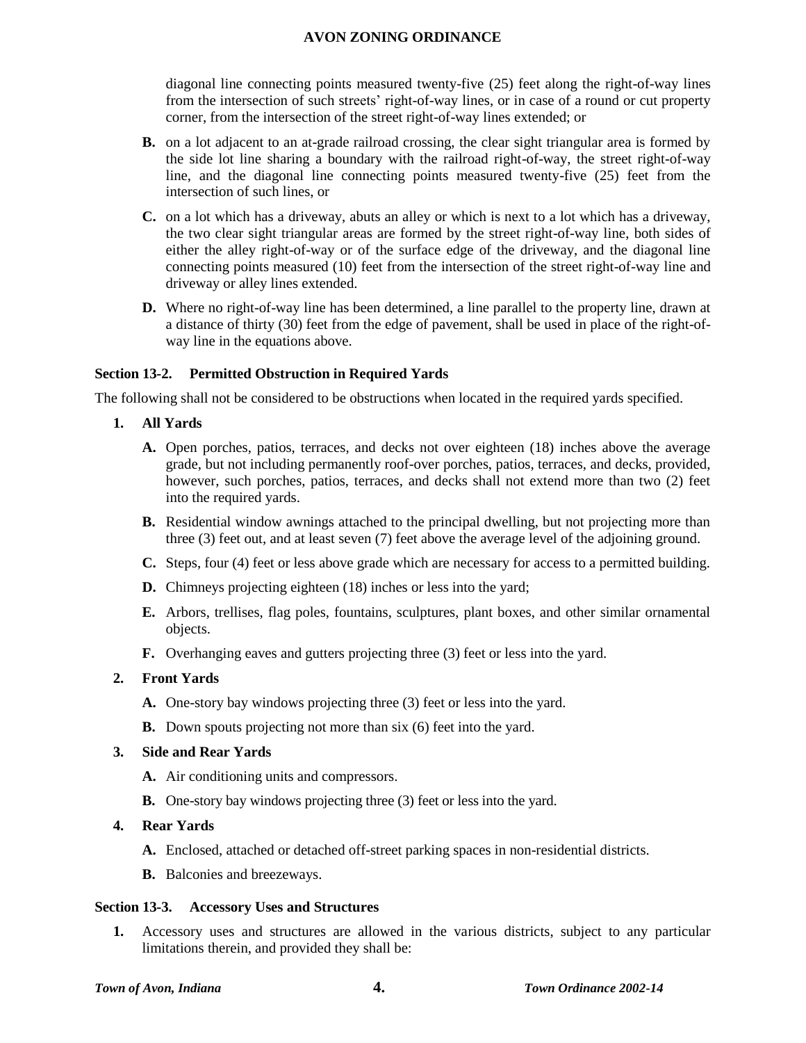diagonal line connecting points measured twenty-five (25) feet along the right-of-way lines from the intersection of such streets' right-of-way lines, or in case of a round or cut property corner, from the intersection of the street right-of-way lines extended; or

**B.** on a lot adjacent to an at-grade railroad crossing, the clear sight triangular area is formed by the side lot line sharing a boundary with the railroad right-of-way, the street right-of-way line, and the diagonal line connecting points measured twenty-five (25) feet from the intersection of such lines, or

**C.** on a lot which has a driveway, abuts an alley or which is next to a lot which has a driveway, the two clear sight triangular areas are formed by the street right-of-way line, both sides of either the alley right-of-way or of the surface edge of the driveway, and the diagonal line connecting points measured (10) feet from the intersection of the street right-of-way line and driveway or alley lines extended.

**D.** Where no right-of-way line has been determined, a line parallel to the property line, drawn at a distance of thirty (30) feet from the edge of pavement, shall be used in place of the right-of-way line in the equations above.

### Section 13-2. Permitted Obstruction in Required Yards

The following shall not be considered to be obstructions when located in the required yards specified.

**1. All Yards**

**A.** Open porches, patios, terraces, and decks not over eighteen (18) inches above the average grade, but not including permanently roof-over porches, patios, terraces, and decks, provided, however, such porches, patios, terraces, and decks shall not extend more than two (2) feet into the required yards.

**B.** Residential window awnings attached to the principal dwelling, but not projecting more than three (3) feet out, and at least seven (7) feet above the average level of the adjoining ground.

**C.** Steps, four (4) feet or less above grade which are necessary for access to a permitted building.

**D.** Chimneys projecting eighteen (18) inches or less into the yard;

**E.** Arbors, trellises, flag poles, fountains, sculptures, plant boxes, and other similar ornamental objects.

**F.** Overhanging eaves and gutters projecting three (3) feet or less into the yard.

**2. Front Yards**

**A.** One-story bay windows projecting three (3) feet or less into the yard.

**B.** Down spouts projecting not more than six (6) feet into the yard.

**3. Side and Rear Yards**

**A.** Air conditioning units and compressors.

**B.** One-story bay windows projecting three (3) feet or less into the yard.

**4. Rear Yards**

**A.** Enclosed, attached or detached off-street parking spaces in non-residential districts.

**B.** Balconies and breezeways.

### Section 13-3. Accessory Uses and Structures

**1.** Accessory uses and structures are allowed in the various districts, subject to any particular limitations therein, and provided they shall be: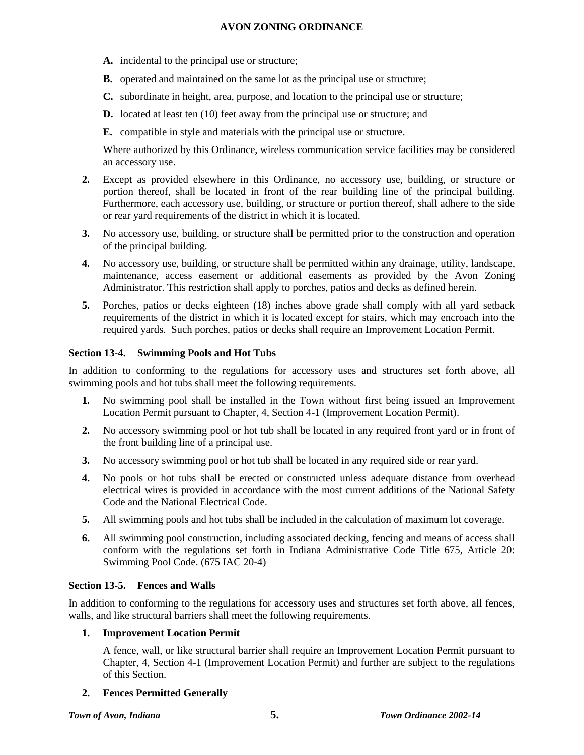**A.** incidental to the principal use or structure;

**B.** operated and maintained on the same lot as the principal use or structure;

**C.** subordinate in height, area, purpose, and location to the principal use or structure;

**D.** located at least ten (10) feet away from the principal use or structure; and

**E.** compatible in style and materials with the principal use or structure.

Where authorized by this Ordinance, wireless communication service facilities may be considered an accessory use.

**2.** Except as provided elsewhere in this Ordinance, no accessory use, building, or structure or portion thereof, shall be located in front of the rear building line of the principal building. Furthermore, each accessory use, building, or structure or portion thereof, shall adhere to the side or rear yard requirements of the district in which it is located.

**3.** No accessory use, building, or structure shall be permitted prior to the construction and operation of the principal building.

**4.** No accessory use, building, or structure shall be permitted within any drainage, utility, landscape, maintenance, access easement or additional easements as provided by the Avon Zoning Administrator. This restriction shall apply to porches, patios and decks as defined herein.

**5.** Porches, patios or decks eighteen (18) inches above grade shall comply with all yard setback requirements of the district in which it is located except for stairs, which may encroach into the required yards. Such porches, patios or decks shall require an Improvement Location Permit.

### Section 13-4. Swimming Pools and Hot Tubs

In addition to conforming to the regulations for accessory uses and structures set forth above, all swimming pools and hot tubs shall meet the following requirements.

**1.** No swimming pool shall be installed in the Town without first being issued an Improvement Location Permit pursuant to Chapter, 4, Section 4-1 (Improvement Location Permit).

**2.** No accessory swimming pool or hot tub shall be located in any required front yard or in front of the front building line of a principal use.

**3.** No accessory swimming pool or hot tub shall be located in any required side or rear yard.

**4.** No pools or hot tubs shall be erected or constructed unless adequate distance from overhead electrical wires is provided in accordance with the most current additions of the National Safety Code and the National Electrical Code.

**5.** All swimming pools and hot tubs shall be included in the calculation of maximum lot coverage.

**6.** All swimming pool construction, including associated decking, fencing and means of access shall conform with the regulations set forth in Indiana Administrative Code Title 675, Article 20: Swimming Pool Code. (675 IAC 20-4)

### Section 13-5. Fences and Walls

In addition to conforming to the regulations for accessory uses and structures set forth above, all fences, walls, and like structural barriers shall meet the following requirements.

**1. Improvement Location Permit**

A fence, wall, or like structural barrier shall require an Improvement Location Permit pursuant to Chapter, 4, Section 4-1 (Improvement Location Permit) and further are subject to the regulations of this Section.

**2. Fences Permitted Generally**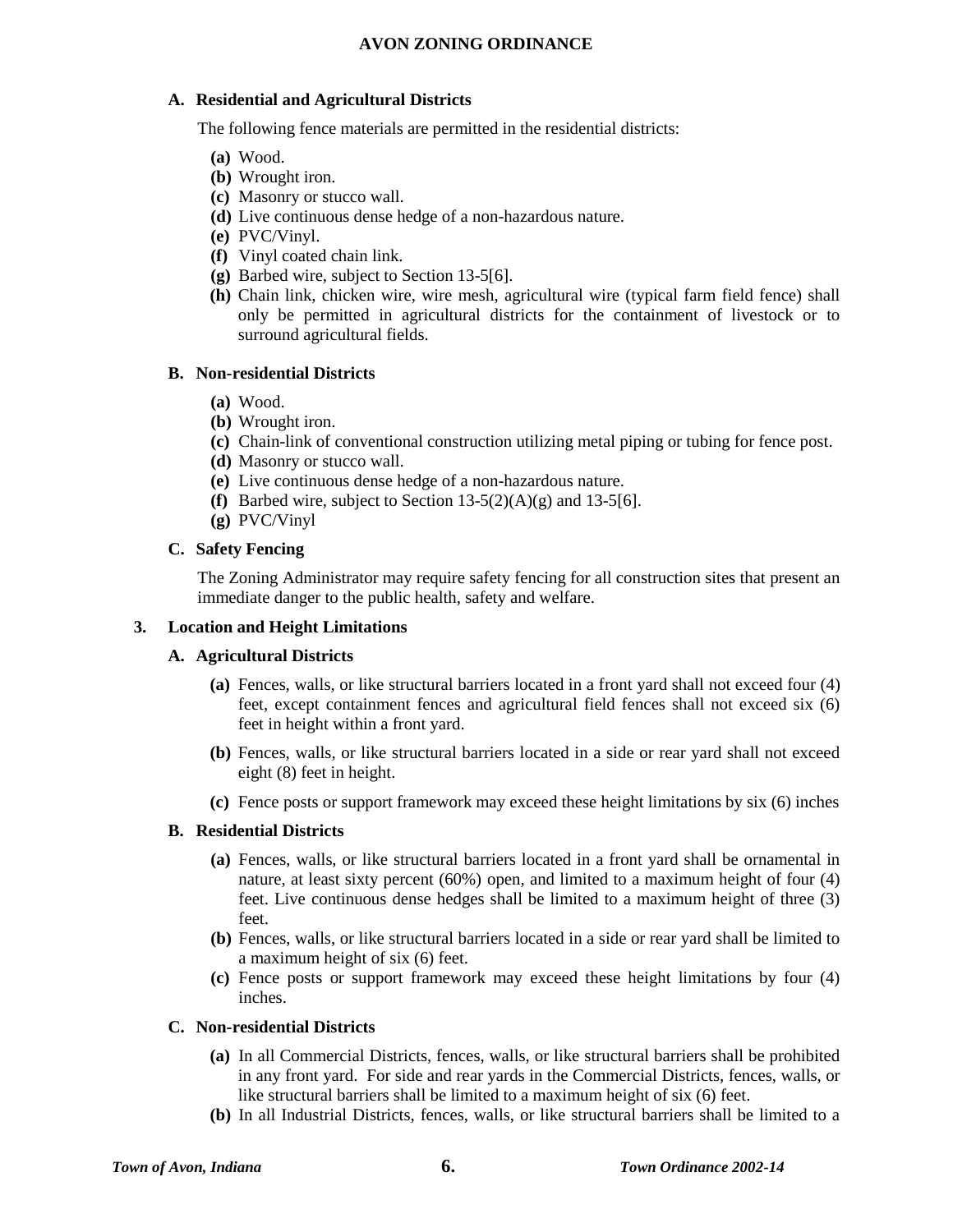**A. Residential and Agricultural Districts**

The following fence materials are permitted in the residential districts:

- **(a)** Wood.
- **(b)** Wrought iron.
- **(c)** Masonry or stucco wall.
- **(d)** Live continuous dense hedge of a non-hazardous nature.
- **(e)** PVC/Vinyl.
- **(f)** Vinyl coated chain link.
- **(g)** Barbed wire, subject to Section 13-5[6].
- **(h)** Chain link, chicken wire, wire mesh, agricultural wire (typical farm field fence) shall only be permitted in agricultural districts for the containment of livestock or to surround agricultural fields.

**B. Non-residential Districts**

- **(a)** Wood.
- **(b)** Wrought iron.
- **(c)** Chain-link of conventional construction utilizing metal piping or tubing for fence post.
- **(d)** Masonry or stucco wall.
- **(e)** Live continuous dense hedge of a non-hazardous nature.
- **(f)** Barbed wire, subject to Section 13-5(2)(A)(g) and 13-5[6].
- **(g)** PVC/Vinyl

**C. Safety Fencing**

The Zoning Administrator may require safety fencing for all construction sites that present an immediate danger to the public health, safety and welfare.

**3. Location and Height Limitations**

**A. Agricultural Districts**

- **(a)** Fences, walls, or like structural barriers located in a front yard shall not exceed four (4) feet, except containment fences and agricultural field fences shall not exceed six (6) feet in height within a front yard.
- **(b)** Fences, walls, or like structural barriers located in a side or rear yard shall not exceed eight (8) feet in height.
- **(c)** Fence posts or support framework may exceed these height limitations by six (6) inches

**B. Residential Districts**

- **(a)** Fences, walls, or like structural barriers located in a front yard shall be ornamental in nature, at least sixty percent (60%) open, and limited to a maximum height of four (4) feet. Live continuous dense hedges shall be limited to a maximum height of three (3) feet.
- **(b)** Fences, walls, or like structural barriers located in a side or rear yard shall be limited to a maximum height of six (6) feet.
- **(c)** Fence posts or support framework may exceed these height limitations by four (4) inches.

**C. Non-residential Districts**

- **(a)** In all Commercial Districts, fences, walls, or like structural barriers shall be prohibited in any front yard. For side and rear yards in the Commercial Districts, fences, walls, or like structural barriers shall be limited to a maximum height of six (6) feet.
- **(b)** In all Industrial Districts, fences, walls, or like structural barriers shall be limited to a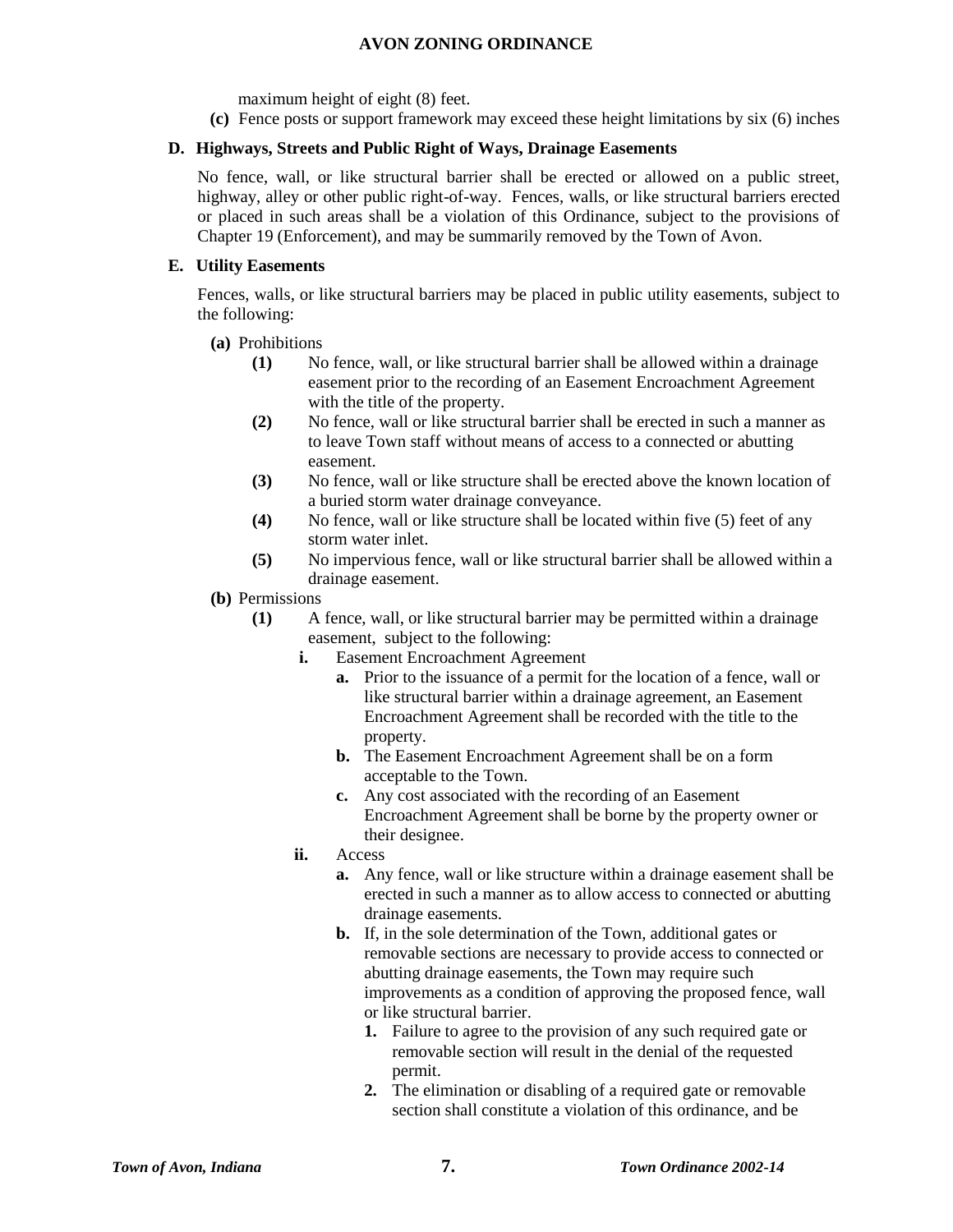maximum height of eight (8) feet.

**(c)** Fence posts or support framework may exceed these height limitations by six (6) inches

### D. Highways, Streets and Public Right of Ways, Drainage Easements

No fence, wall, or like structural barrier shall be erected or allowed on a public street, highway, alley or other public right-of-way. Fences, walls, or like structural barriers erected or placed in such areas shall be a violation of this Ordinance, subject to the provisions of Chapter 19 (Enforcement), and may be summarily removed by the Town of Avon.

### E. Utility Easements

Fences, walls, or like structural barriers may be placed in public utility easements, subject to the following:

**(a)** Prohibitions

- **(1)** No fence, wall, or like structural barrier shall be allowed within a drainage easement prior to the recording of an Easement Encroachment Agreement with the title of the property.
- **(2)** No fence, wall or like structural barrier shall be erected in such a manner as to leave Town staff without means of access to a connected or abutting easement.
- **(3)** No fence, wall or like structure shall be erected above the known location of a buried storm water drainage conveyance.
- **(4)** No fence, wall or like structure shall be located within five (5) feet of any storm water inlet.
- **(5)** No impervious fence, wall or like structural barrier shall be allowed within a drainage easement.

**(b)** Permissions

- **(1)** A fence, wall, or like structural barrier may be permitted within a drainage easement, subject to the following:
  - **i.** Easement Encroachment Agreement
    - **a.** Prior to the issuance of a permit for the location of a fence, wall or like structural barrier within a drainage agreement, an Easement Encroachment Agreement shall be recorded with the title to the property.
    - **b.** The Easement Encroachment Agreement shall be on a form acceptable to the Town.
    - **c.** Any cost associated with the recording of an Easement Encroachment Agreement shall be borne by the property owner or their designee.
  - **ii.** Access
    - **a.** Any fence, wall or like structure within a drainage easement shall be erected in such a manner as to allow access to connected or abutting drainage easements.
    - **b.** If, in the sole determination of the Town, additional gates or removable sections are necessary to provide access to connected or abutting drainage easements, the Town may require such improvements as a condition of approving the proposed fence, wall or like structural barrier.
      - **1.** Failure to agree to the provision of any such required gate or removable section will result in the denial of the requested permit.
      - **2.** The elimination or disabling of a required gate or removable section shall constitute a violation of this ordinance, and be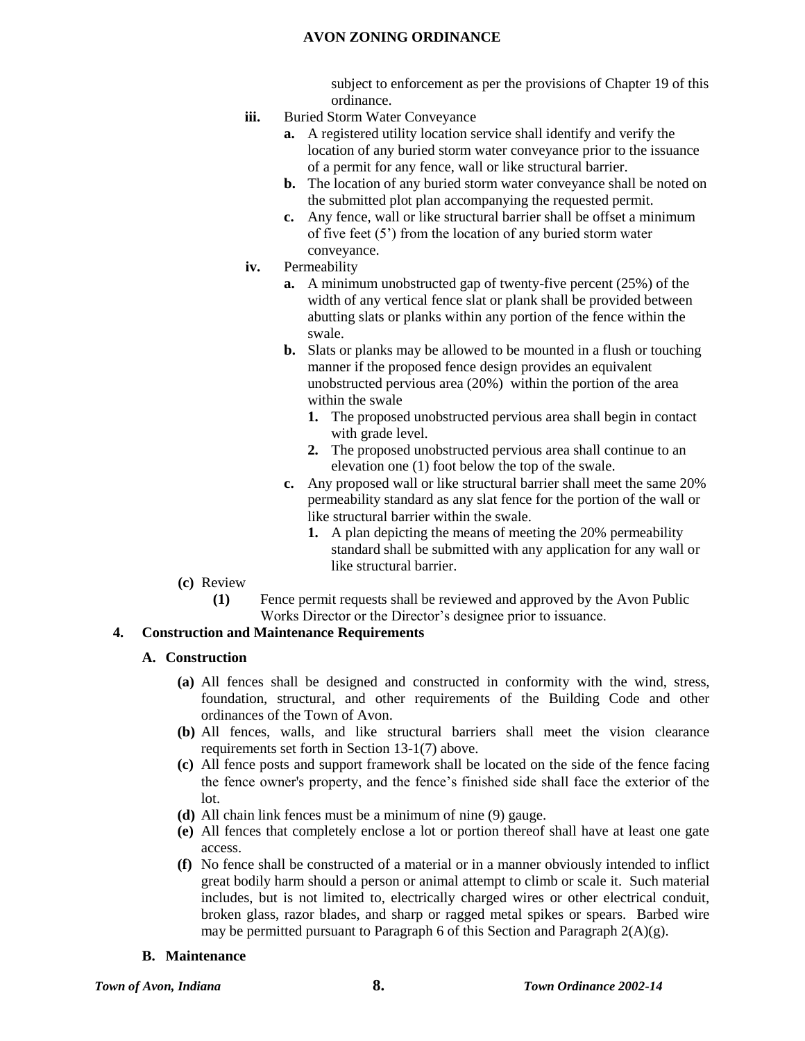subject to enforcement as per the provisions of Chapter 19 of this ordinance.

**iii.** Buried Storm Water Conveyance

- **a.** A registered utility location service shall identify and verify the location of any buried storm water conveyance prior to the issuance of a permit for any fence, wall or like structural barrier.
- **b.** The location of any buried storm water conveyance shall be noted on the submitted plot plan accompanying the requested permit.
- **c.** Any fence, wall or like structural barrier shall be offset a minimum of five feet (5') from the location of any buried storm water conveyance.

**iv.** Permeability

- **a.** A minimum unobstructed gap of twenty-five percent (25%) of the width of any vertical fence slat or plank shall be provided between abutting slats or planks within any portion of the fence within the swale.
- **b.** Slats or planks may be allowed to be mounted in a flush or touching manner if the proposed fence design provides an equivalent unobstructed pervious area (20%) within the portion of the area within the swale
  1. The proposed unobstructed pervious area shall begin in contact with grade level.
  2. The proposed unobstructed pervious area shall continue to an elevation one (1) foot below the top of the swale.
- **c.** Any proposed wall or like structural barrier shall meet the same 20% permeability standard as any slat fence for the portion of the wall or like structural barrier within the swale.
  1. A plan depicting the means of meeting the 20% permeability standard shall be submitted with any application for any wall or like structural barrier.

**(c)** Review

**(1)** Fence permit requests shall be reviewed and approved by the Avon Public Works Director or the Director's designee prior to issuance.

## 4. Construction and Maintenance Requirements

### A. Construction

- **(a)** All fences shall be designed and constructed in conformity with the wind, stress, foundation, structural, and other requirements of the Building Code and other ordinances of the Town of Avon.
- **(b)** All fences, walls, and like structural barriers shall meet the vision clearance requirements set forth in Section 13-1(7) above.
- **(c)** All fence posts and support framework shall be located on the side of the fence facing the fence owner's property, and the fence's finished side shall face the exterior of the lot.
- **(d)** All chain link fences must be a minimum of nine (9) gauge.
- **(e)** All fences that completely enclose a lot or portion thereof shall have at least one gate access.
- **(f)** No fence shall be constructed of a material or in a manner obviously intended to inflict great bodily harm should a person or animal attempt to climb or scale it. Such material includes, but is not limited to, electrically charged wires or other electrical conduit, broken glass, razor blades, and sharp or ragged metal spikes or spears. Barbed wire may be permitted pursuant to Paragraph 6 of this Section and Paragraph 2(A)(g).

### B. Maintenance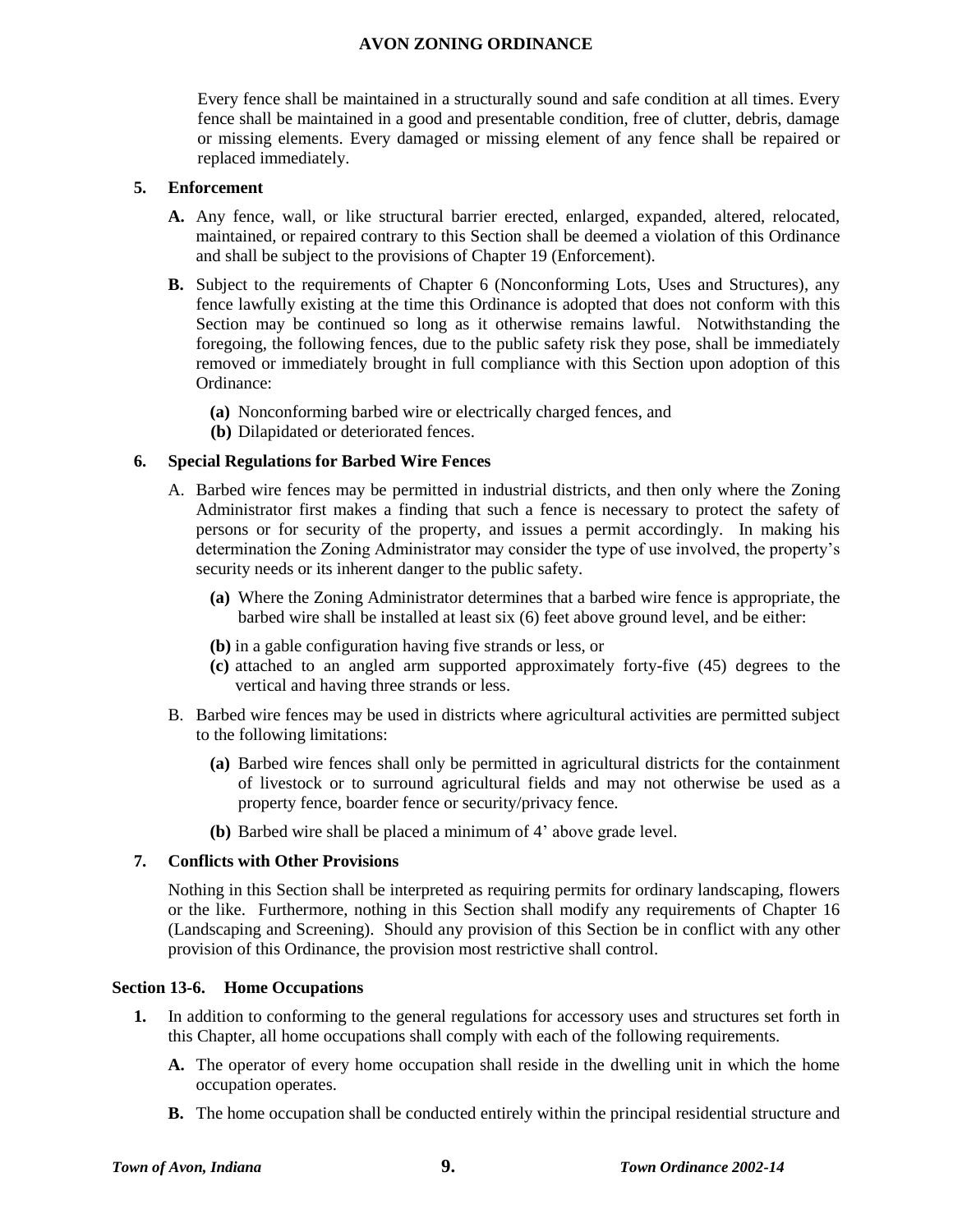Every fence shall be maintained in a structurally sound and safe condition at all times. Every fence shall be maintained in a good and presentable condition, free of clutter, debris, damage or missing elements. Every damaged or missing element of any fence shall be repaired or replaced immediately.

**5. Enforcement**

**A.** Any fence, wall, or like structural barrier erected, enlarged, expanded, altered, relocated, maintained, or repaired contrary to this Section shall be deemed a violation of this Ordinance and shall be subject to the provisions of Chapter 19 (Enforcement).

**B.** Subject to the requirements of Chapter 6 (Nonconforming Lots, Uses and Structures), any fence lawfully existing at the time this Ordinance is adopted that does not conform with this Section may be continued so long as it otherwise remains lawful. Notwithstanding the foregoing, the following fences, due to the public safety risk they pose, shall be immediately removed or immediately brought in full compliance with this Section upon adoption of this Ordinance:

**(a)** Nonconforming barbed wire or electrically charged fences, and
**(b)** Dilapidated or deteriorated fences.

**6. Special Regulations for Barbed Wire Fences**

A. Barbed wire fences may be permitted in industrial districts, and then only where the Zoning Administrator first makes a finding that such a fence is necessary to protect the safety of persons or for security of the property, and issues a permit accordingly. In making his determination the Zoning Administrator may consider the type of use involved, the property's security needs or its inherent danger to the public safety.

**(a)** Where the Zoning Administrator determines that a barbed wire fence is appropriate, the barbed wire shall be installed at least six (6) feet above ground level, and be either:

**(b)** in a gable configuration having five strands or less, or
**(c)** attached to an angled arm supported approximately forty-five (45) degrees to the vertical and having three strands or less.

B. Barbed wire fences may be used in districts where agricultural activities are permitted subject to the following limitations:

**(a)** Barbed wire fences shall only be permitted in agricultural districts for the containment of livestock or to surround agricultural fields and may not otherwise be used as a property fence, boarder fence or security/privacy fence.

**(b)** Barbed wire shall be placed a minimum of 4' above grade level.

**7. Conflicts with Other Provisions**

Nothing in this Section shall be interpreted as requiring permits for ordinary landscaping, flowers or the like. Furthermore, nothing in this Section shall modify any requirements of Chapter 16 (Landscaping and Screening). Should any provision of this Section be in conflict with any other provision of this Ordinance, the provision most restrictive shall control.

### Section 13-6. Home Occupations

**1.** In addition to conforming to the general regulations for accessory uses and structures set forth in this Chapter, all home occupations shall comply with each of the following requirements.

**A.** The operator of every home occupation shall reside in the dwelling unit in which the home occupation operates.

**B.** The home occupation shall be conducted entirely within the principal residential structure and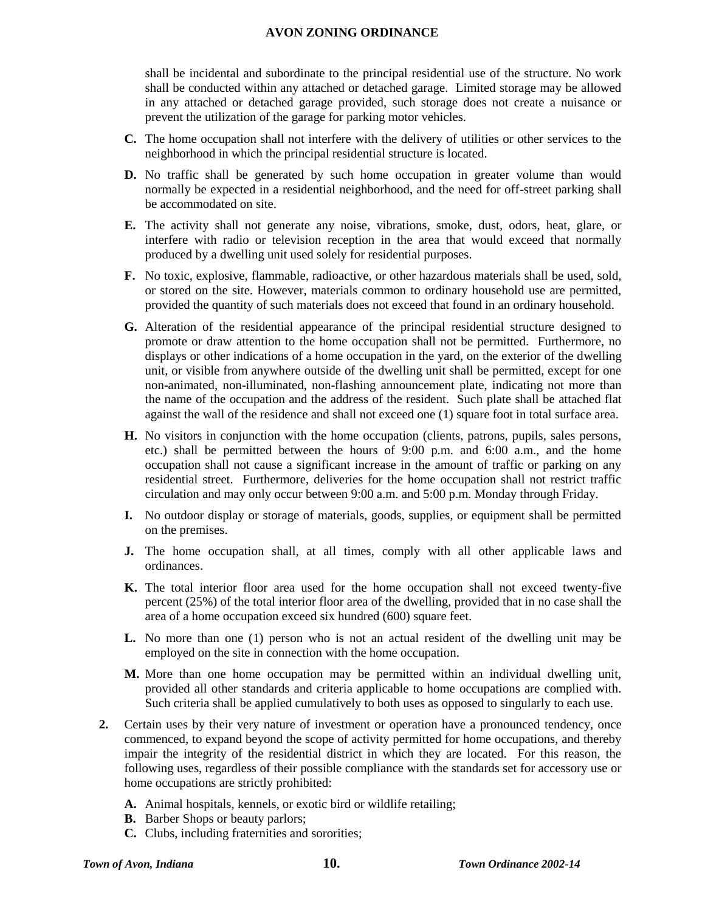shall be incidental and subordinate to the principal residential use of the structure. No work shall be conducted within any attached or detached garage. Limited storage may be allowed in any attached or detached garage provided, such storage does not create a nuisance or prevent the utilization of the garage for parking motor vehicles.

**C.** The home occupation shall not interfere with the delivery of utilities or other services to the neighborhood in which the principal residential structure is located.

**D.** No traffic shall be generated by such home occupation in greater volume than would normally be expected in a residential neighborhood, and the need for off-street parking shall be accommodated on site.

**E.** The activity shall not generate any noise, vibrations, smoke, dust, odors, heat, glare, or interfere with radio or television reception in the area that would exceed that normally produced by a dwelling unit used solely for residential purposes.

**F.** No toxic, explosive, flammable, radioactive, or other hazardous materials shall be used, sold, or stored on the site. However, materials common to ordinary household use are permitted, provided the quantity of such materials does not exceed that found in an ordinary household.

**G.** Alteration of the residential appearance of the principal residential structure designed to promote or draw attention to the home occupation shall not be permitted. Furthermore, no displays or other indications of a home occupation in the yard, on the exterior of the dwelling unit, or visible from anywhere outside of the dwelling unit shall be permitted, except for one non-animated, non-illuminated, non-flashing announcement plate, indicating not more than the name of the occupation and the address of the resident. Such plate shall be attached flat against the wall of the residence and shall not exceed one (1) square foot in total surface area.

**H.** No visitors in conjunction with the home occupation (clients, patrons, pupils, sales persons, etc.) shall be permitted between the hours of 9:00 p.m. and 6:00 a.m., and the home occupation shall not cause a significant increase in the amount of traffic or parking on any residential street. Furthermore, deliveries for the home occupation shall not restrict traffic circulation and may only occur between 9:00 a.m. and 5:00 p.m. Monday through Friday.

**I.** No outdoor display or storage of materials, goods, supplies, or equipment shall be permitted on the premises.

**J.** The home occupation shall, at all times, comply with all other applicable laws and ordinances.

**K.** The total interior floor area used for the home occupation shall not exceed twenty-five percent (25%) of the total interior floor area of the dwelling, provided that in no case shall the area of a home occupation exceed six hundred (600) square feet.

**L.** No more than one (1) person who is not an actual resident of the dwelling unit may be employed on the site in connection with the home occupation.

**M.** More than one home occupation may be permitted within an individual dwelling unit, provided all other standards and criteria applicable to home occupations are complied with. Such criteria shall be applied cumulatively to both uses as opposed to singularly to each use.

**2.** Certain uses by their very nature of investment or operation have a pronounced tendency, once commenced, to expand beyond the scope of activity permitted for home occupations, and thereby impair the integrity of the residential district in which they are located. For this reason, the following uses, regardless of their possible compliance with the standards set for accessory use or home occupations are strictly prohibited:

**A.** Animal hospitals, kennels, or exotic bird or wildlife retailing;
**B.** Barber Shops or beauty parlors;
**C.** Clubs, including fraternities and sororities;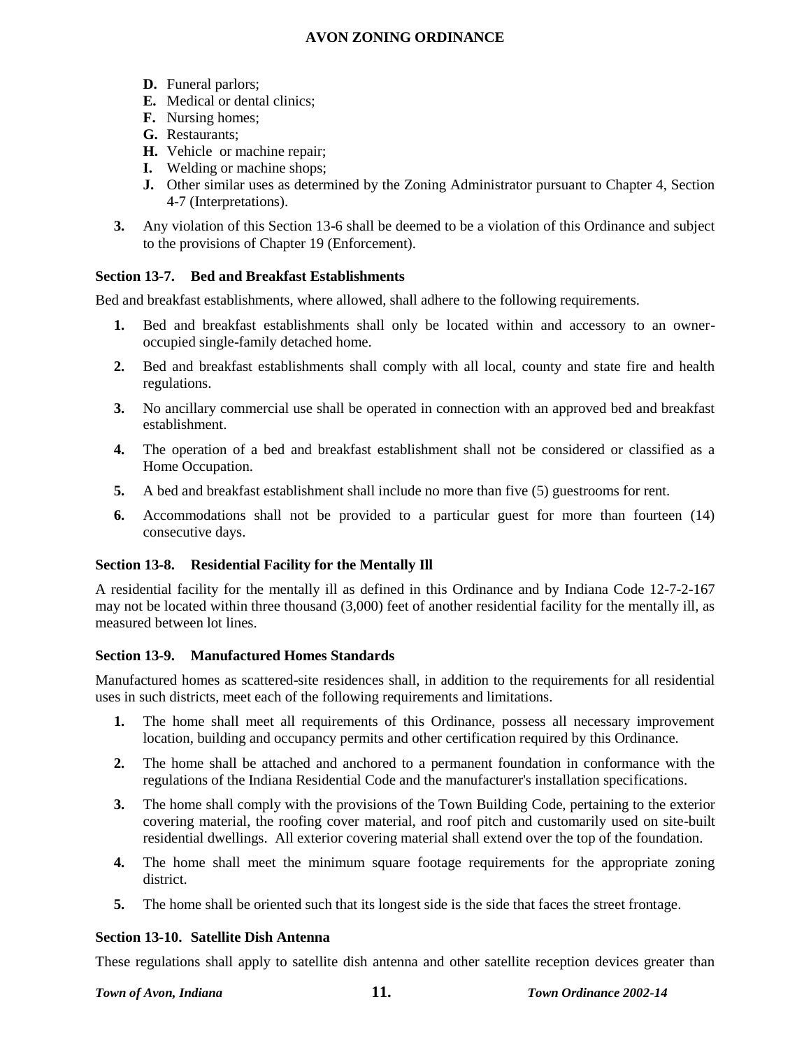- **D.** Funeral parlors;
- **E.** Medical or dental clinics;
- **F.** Nursing homes;
- **G.** Restaurants;
- **H.** Vehicle or machine repair;
- **I.** Welding or machine shops;
- **J.** Other similar uses as determined by the Zoning Administrator pursuant to Chapter 4, Section 4-7 (Interpretations).

**3.** Any violation of this Section 13-6 shall be deemed to be a violation of this Ordinance and subject to the provisions of Chapter 19 (Enforcement).

### Section 13-7. Bed and Breakfast Establishments

Bed and breakfast establishments, where allowed, shall adhere to the following requirements.

1. Bed and breakfast establishments shall only be located within and accessory to an owner-occupied single-family detached home.
2. Bed and breakfast establishments shall comply with all local, county and state fire and health regulations.
3. No ancillary commercial use shall be operated in connection with an approved bed and breakfast establishment.
4. The operation of a bed and breakfast establishment shall not be considered or classified as a Home Occupation.
5. A bed and breakfast establishment shall include no more than five (5) guestrooms for rent.
6. Accommodations shall not be provided to a particular guest for more than fourteen (14) consecutive days.

### Section 13-8. Residential Facility for the Mentally Ill

A residential facility for the mentally ill as defined in this Ordinance and by Indiana Code 12-7-2-167 may not be located within three thousand (3,000) feet of another residential facility for the mentally ill, as measured between lot lines.

### Section 13-9. Manufactured Homes Standards

Manufactured homes as scattered-site residences shall, in addition to the requirements for all residential uses in such districts, meet each of the following requirements and limitations.

1. The home shall meet all requirements of this Ordinance, possess all necessary improvement location, building and occupancy permits and other certification required by this Ordinance.
2. The home shall be attached and anchored to a permanent foundation in conformance with the regulations of the Indiana Residential Code and the manufacturer's installation specifications.
3. The home shall comply with the provisions of the Town Building Code, pertaining to the exterior covering material, the roofing cover material, and roof pitch and customarily used on site-built residential dwellings. All exterior covering material shall extend over the top of the foundation.
4. The home shall meet the minimum square footage requirements for the appropriate zoning district.
5. The home shall be oriented such that its longest side is the side that faces the street frontage.

### Section 13-10. Satellite Dish Antenna

These regulations shall apply to satellite dish antenna and other satellite reception devices greater than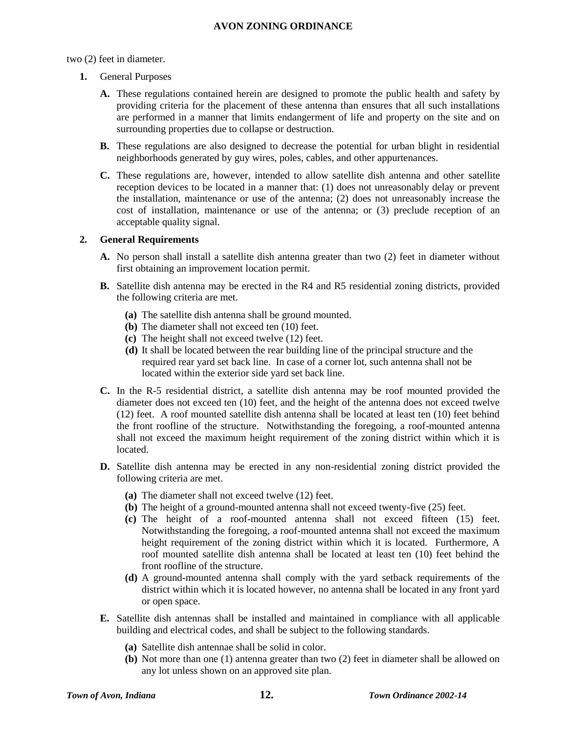two (2) feet in diameter.

**1.** General Purposes

**A.** These regulations contained herein are designed to promote the public health and safety by providing criteria for the placement of these antenna than ensures that all such installations are performed in a manner that limits endangerment of life and property on the site and on surrounding properties due to collapse or destruction.

**B.** These regulations are also designed to decrease the potential for urban blight in residential neighborhoods generated by guy wires, poles, cables, and other appurtenances.

**C.** These regulations are, however, intended to allow satellite dish antenna and other satellite reception devices to be located in a manner that: (1) does not unreasonably delay or prevent the installation, maintenance or use of the antenna; (2) does not unreasonably increase the cost of installation, maintenance or use of the antenna; or (3) preclude reception of an acceptable quality signal.

**2. General Requirements**

**A.** No person shall install a satellite dish antenna greater than two (2) feet in diameter without first obtaining an improvement location permit.

**B.** Satellite dish antenna may be erected in the R4 and R5 residential zoning districts, provided the following criteria are met.

**(a)** The satellite dish antenna shall be ground mounted.
**(b)** The diameter shall not exceed ten (10) feet.
**(c)** The height shall not exceed twelve (12) feet.
**(d)** It shall be located between the rear building line of the principal structure and the required rear yard set back line. In case of a corner lot, such antenna shall not be located within the exterior side yard set back line.

**C.** In the R-5 residential district, a satellite dish antenna may be roof mounted provided the diameter does not exceed ten (10) feet, and the height of the antenna does not exceed twelve (12) feet. A roof mounted satellite dish antenna shall be located at least ten (10) feet behind the front roofline of the structure. Notwithstanding the foregoing, a roof-mounted antenna shall not exceed the maximum height requirement of the zoning district within which it is located.

**D.** Satellite dish antenna may be erected in any non-residential zoning district provided the following criteria are met.

**(a)** The diameter shall not exceed twelve (12) feet.
**(b)** The height of a ground-mounted antenna shall not exceed twenty-five (25) feet.
**(c)** The height of a roof-mounted antenna shall not exceed fifteen (15) feet. Notwithstanding the foregoing, a roof-mounted antenna shall not exceed the maximum height requirement of the zoning district within which it is located. Furthermore, A roof mounted satellite dish antenna shall be located at least ten (10) feet behind the front roofline of the structure.
**(d)** A ground-mounted antenna shall comply with the yard setback requirements of the district within which it is located however, no antenna shall be located in any front yard or open space.

**E.** Satellite dish antennas shall be installed and maintained in compliance with all applicable building and electrical codes, and shall be subject to the following standards.

**(a)** Satellite dish antennae shall be solid in color.
**(b)** Not more than one (1) antenna greater than two (2) feet in diameter shall be allowed on any lot unless shown on an approved site plan.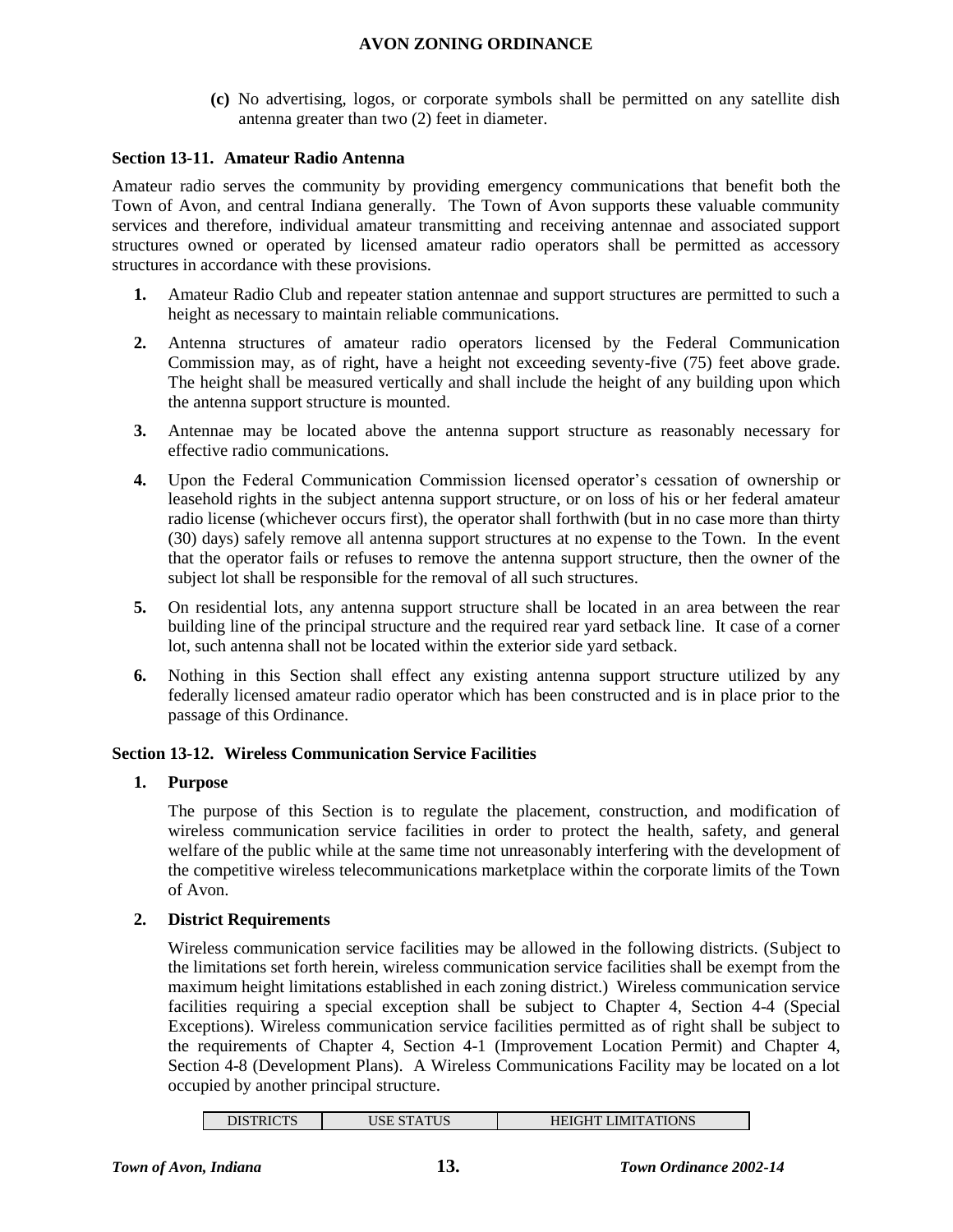**(c)** No advertising, logos, or corporate symbols shall be permitted on any satellite dish antenna greater than two (2) feet in diameter.

### Section 13-11. Amateur Radio Antenna

Amateur radio serves the community by providing emergency communications that benefit both the Town of Avon, and central Indiana generally. The Town of Avon supports these valuable community services and therefore, individual amateur transmitting and receiving antennae and associated support structures owned or operated by licensed amateur radio operators shall be permitted as accessory structures in accordance with these provisions.

**1.** Amateur Radio Club and repeater station antennae and support structures are permitted to such a height as necessary to maintain reliable communications.

**2.** Antenna structures of amateur radio operators licensed by the Federal Communication Commission may, as of right, have a height not exceeding seventy-five (75) feet above grade. The height shall be measured vertically and shall include the height of any building upon which the antenna support structure is mounted.

**3.** Antennae may be located above the antenna support structure as reasonably necessary for effective radio communications.

**4.** Upon the Federal Communication Commission licensed operator's cessation of ownership or leasehold rights in the subject antenna support structure, or on loss of his or her federal amateur radio license (whichever occurs first), the operator shall forthwith (but in no case more than thirty (30) days) safely remove all antenna support structures at no expense to the Town. In the event that the operator fails or refuses to remove the antenna support structure, then the owner of the subject lot shall be responsible for the removal of all such structures.

**5.** On residential lots, any antenna support structure shall be located in an area between the rear building line of the principal structure and the required rear yard setback line. It case of a corner lot, such antenna shall not be located within the exterior side yard setback.

**6.** Nothing in this Section shall effect any existing antenna support structure utilized by any federally licensed amateur radio operator which has been constructed and is in place prior to the passage of this Ordinance.

### Section 13-12. Wireless Communication Service Facilities

**1. Purpose**

The purpose of this Section is to regulate the placement, construction, and modification of wireless communication service facilities in order to protect the health, safety, and general welfare of the public while at the same time not unreasonably interfering with the development of the competitive wireless telecommunications marketplace within the corporate limits of the Town of Avon.

**2. District Requirements**

Wireless communication service facilities may be allowed in the following districts. (Subject to the limitations set forth herein, wireless communication service facilities shall be exempt from the maximum height limitations established in each zoning district.) Wireless communication service facilities requiring a special exception shall be subject to Chapter 4, Section 4-4 (Special Exceptions). Wireless communication service facilities permitted as of right shall be subject to the requirements of Chapter 4, Section 4-1 (Improvement Location Permit) and Chapter 4, Section 4-8 (Development Plans). A Wireless Communications Facility may be located on a lot occupied by another principal structure.

| DISTRICTS | USE STATUS | HEIGHT LIMITATIONS |
| --- | --- | --- |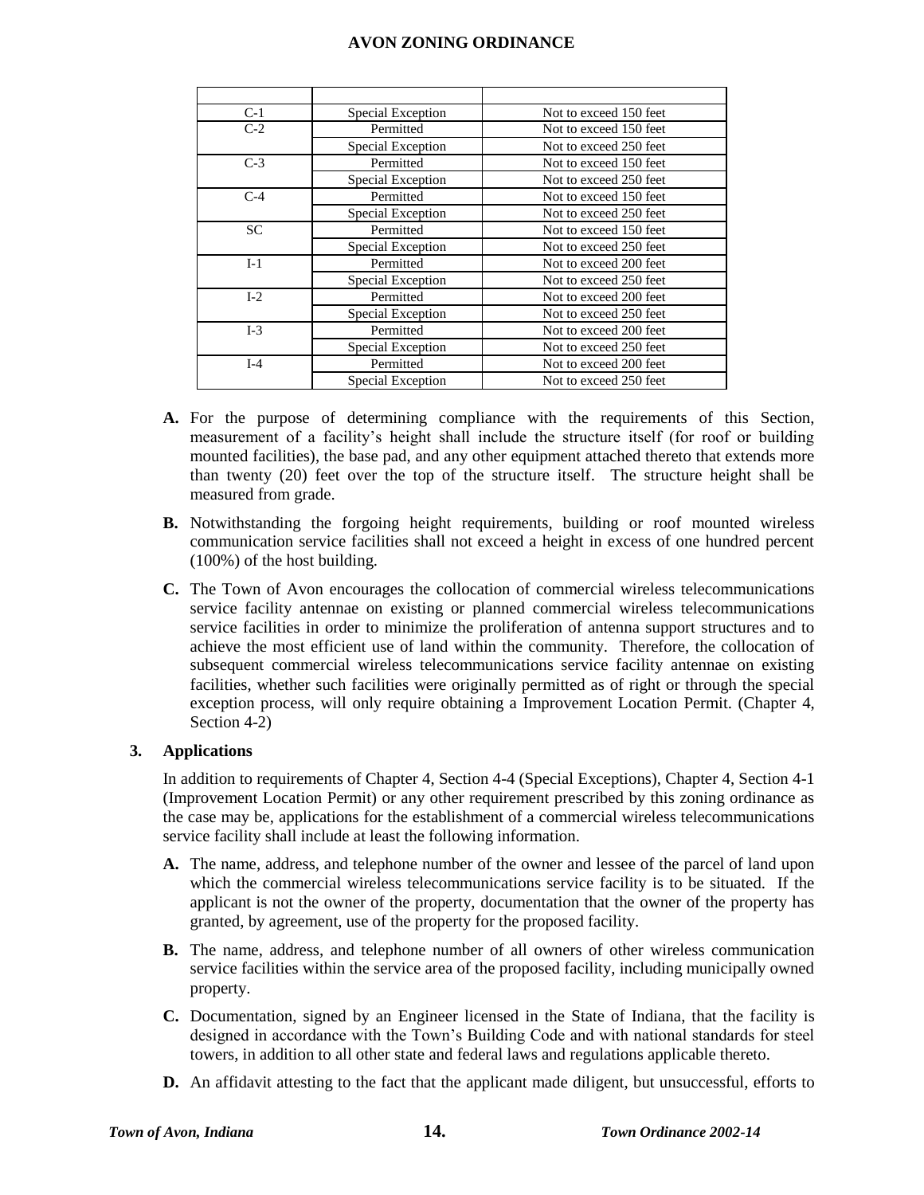| | | |
|---|---|---|
| C-1 | Special Exception | Not to exceed 150 feet |
| C-2 | Permitted | Not to exceed 150 feet |
| | Special Exception | Not to exceed 250 feet |
| C-3 | Permitted | Not to exceed 150 feet |
| | Special Exception | Not to exceed 250 feet |
| C-4 | Permitted | Not to exceed 150 feet |
| | Special Exception | Not to exceed 250 feet |
| SC | Permitted | Not to exceed 150 feet |
| | Special Exception | Not to exceed 250 feet |
| I-1 | Permitted | Not to exceed 200 feet |
| | Special Exception | Not to exceed 250 feet |
| I-2 | Permitted | Not to exceed 200 feet |
| | Special Exception | Not to exceed 250 feet |
| I-3 | Permitted | Not to exceed 200 feet |
| | Special Exception | Not to exceed 250 feet |
| I-4 | Permitted | Not to exceed 200 feet |
| | Special Exception | Not to exceed 250 feet |

**A.** For the purpose of determining compliance with the requirements of this Section, measurement of a facility's height shall include the structure itself (for roof or building mounted facilities), the base pad, and any other equipment attached thereto that extends more than twenty (20) feet over the top of the structure itself. The structure height shall be measured from grade.

**B.** Notwithstanding the forgoing height requirements, building or roof mounted wireless communication service facilities shall not exceed a height in excess of one hundred percent (100%) of the host building.

**C.** The Town of Avon encourages the collocation of commercial wireless telecommunications service facility antennae on existing or planned commercial wireless telecommunications service facilities in order to minimize the proliferation of antenna support structures and to achieve the most efficient use of land within the community. Therefore, the collocation of subsequent commercial wireless telecommunications service facility antennae on existing facilities, whether such facilities were originally permitted as of right or through the special exception process, will only require obtaining a Improvement Location Permit. (Chapter 4, Section 4-2)

### 3. Applications

In addition to requirements of Chapter 4, Section 4-4 (Special Exceptions), Chapter 4, Section 4-1 (Improvement Location Permit) or any other requirement prescribed by this zoning ordinance as the case may be, applications for the establishment of a commercial wireless telecommunications service facility shall include at least the following information.

**A.** The name, address, and telephone number of the owner and lessee of the parcel of land upon which the commercial wireless telecommunications service facility is to be situated. If the applicant is not the owner of the property, documentation that the owner of the property has granted, by agreement, use of the property for the proposed facility.

**B.** The name, address, and telephone number of all owners of other wireless communication service facilities within the service area of the proposed facility, including municipally owned property.

**C.** Documentation, signed by an Engineer licensed in the State of Indiana, that the facility is designed in accordance with the Town's Building Code and with national standards for steel towers, in addition to all other state and federal laws and regulations applicable thereto.

**D.** An affidavit attesting to the fact that the applicant made diligent, but unsuccessful, efforts to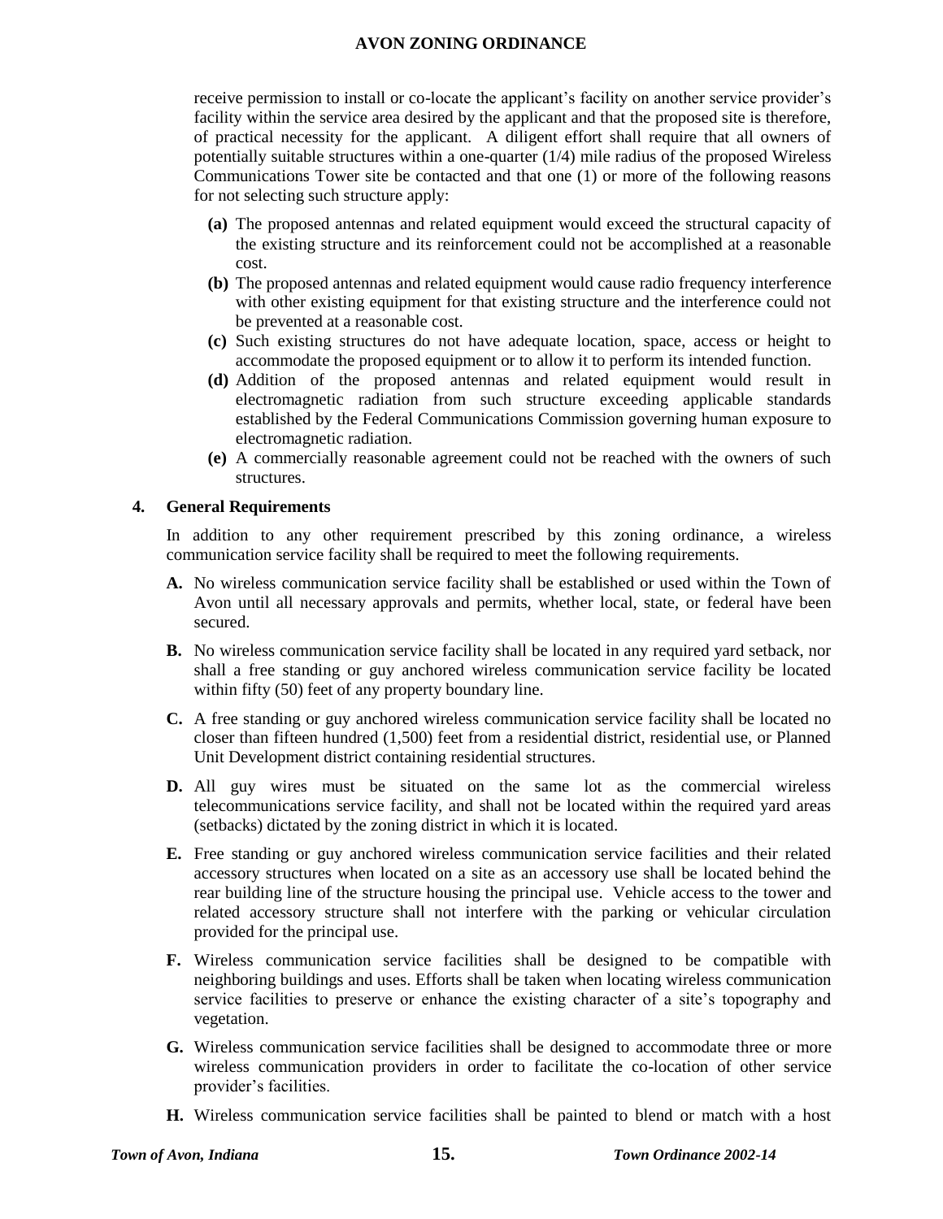receive permission to install or co-locate the applicant's facility on another service provider's facility within the service area desired by the applicant and that the proposed site is therefore, of practical necessity for the applicant. A diligent effort shall require that all owners of potentially suitable structures within a one-quarter (1/4) mile radius of the proposed Wireless Communications Tower site be contacted and that one (1) or more of the following reasons for not selecting such structure apply:

- **(a)** The proposed antennas and related equipment would exceed the structural capacity of the existing structure and its reinforcement could not be accomplished at a reasonable cost.
- **(b)** The proposed antennas and related equipment would cause radio frequency interference with other existing equipment for that existing structure and the interference could not be prevented at a reasonable cost.
- **(c)** Such existing structures do not have adequate location, space, access or height to accommodate the proposed equipment or to allow it to perform its intended function.
- **(d)** Addition of the proposed antennas and related equipment would result in electromagnetic radiation from such structure exceeding applicable standards established by the Federal Communications Commission governing human exposure to electromagnetic radiation.
- **(e)** A commercially reasonable agreement could not be reached with the owners of such structures.

**4. General Requirements**

In addition to any other requirement prescribed by this zoning ordinance, a wireless communication service facility shall be required to meet the following requirements.

**A.** No wireless communication service facility shall be established or used within the Town of Avon until all necessary approvals and permits, whether local, state, or federal have been secured.

**B.** No wireless communication service facility shall be located in any required yard setback, nor shall a free standing or guy anchored wireless communication service facility be located within fifty (50) feet of any property boundary line.

**C.** A free standing or guy anchored wireless communication service facility shall be located no closer than fifteen hundred (1,500) feet from a residential district, residential use, or Planned Unit Development district containing residential structures.

**D.** All guy wires must be situated on the same lot as the commercial wireless telecommunications service facility, and shall not be located within the required yard areas (setbacks) dictated by the zoning district in which it is located.

**E.** Free standing or guy anchored wireless communication service facilities and their related accessory structures when located on a site as an accessory use shall be located behind the rear building line of the structure housing the principal use. Vehicle access to the tower and related accessory structure shall not interfere with the parking or vehicular circulation provided for the principal use.

**F.** Wireless communication service facilities shall be designed to be compatible with neighboring buildings and uses. Efforts shall be taken when locating wireless communication service facilities to preserve or enhance the existing character of a site's topography and vegetation.

**G.** Wireless communication service facilities shall be designed to accommodate three or more wireless communication providers in order to facilitate the co-location of other service provider's facilities.

**H.** Wireless communication service facilities shall be painted to blend or match with a host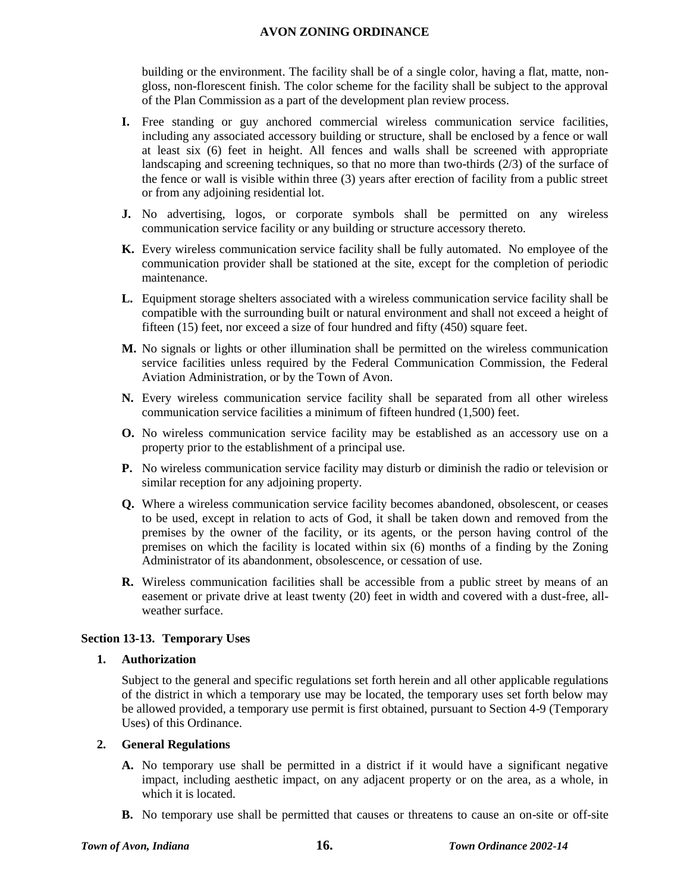building or the environment. The facility shall be of a single color, having a flat, matte, non-gloss, non-florescent finish. The color scheme for the facility shall be subject to the approval of the Plan Commission as a part of the development plan review process.

**I.** Free standing or guy anchored commercial wireless communication service facilities, including any associated accessory building or structure, shall be enclosed by a fence or wall at least six (6) feet in height. All fences and walls shall be screened with appropriate landscaping and screening techniques, so that no more than two-thirds (2/3) of the surface of the fence or wall is visible within three (3) years after erection of facility from a public street or from any adjoining residential lot.

**J.** No advertising, logos, or corporate symbols shall be permitted on any wireless communication service facility or any building or structure accessory thereto.

**K.** Every wireless communication service facility shall be fully automated. No employee of the communication provider shall be stationed at the site, except for the completion of periodic maintenance.

**L.** Equipment storage shelters associated with a wireless communication service facility shall be compatible with the surrounding built or natural environment and shall not exceed a height of fifteen (15) feet, nor exceed a size of four hundred and fifty (450) square feet.

**M.** No signals or lights or other illumination shall be permitted on the wireless communication service facilities unless required by the Federal Communication Commission, the Federal Aviation Administration, or by the Town of Avon.

**N.** Every wireless communication service facility shall be separated from all other wireless communication service facilities a minimum of fifteen hundred (1,500) feet.

**O.** No wireless communication service facility may be established as an accessory use on a property prior to the establishment of a principal use.

**P.** No wireless communication service facility may disturb or diminish the radio or television or similar reception for any adjoining property.

**Q.** Where a wireless communication service facility becomes abandoned, obsolescent, or ceases to be used, except in relation to acts of God, it shall be taken down and removed from the premises by the owner of the facility, or its agents, or the person having control of the premises on which the facility is located within six (6) months of a finding by the Zoning Administrator of its abandonment, obsolescence, or cessation of use.

**R.** Wireless communication facilities shall be accessible from a public street by means of an easement or private drive at least twenty (20) feet in width and covered with a dust-free, all-weather surface.

### Section 13-13. Temporary Uses

**1. Authorization**

Subject to the general and specific regulations set forth herein and all other applicable regulations of the district in which a temporary use may be located, the temporary uses set forth below may be allowed provided, a temporary use permit is first obtained, pursuant to Section 4-9 (Temporary Uses) of this Ordinance.

**2. General Regulations**

**A.** No temporary use shall be permitted in a district if it would have a significant negative impact, including aesthetic impact, on any adjacent property or on the area, as a whole, in which it is located.

**B.** No temporary use shall be permitted that causes or threatens to cause an on-site or off-site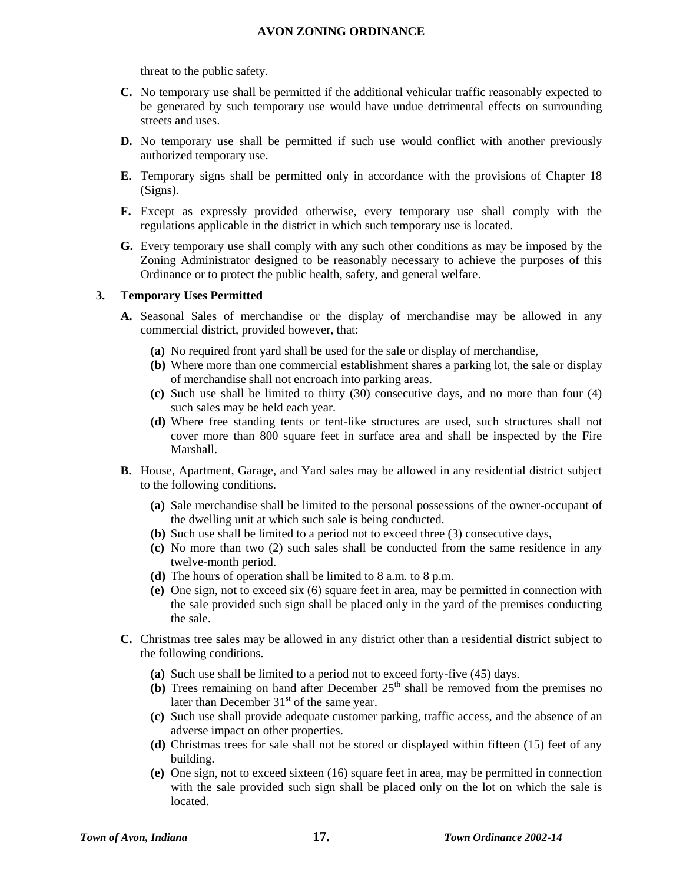threat to the public safety.

**C.** No temporary use shall be permitted if the additional vehicular traffic reasonably expected to be generated by such temporary use would have undue detrimental effects on surrounding streets and uses.

**D.** No temporary use shall be permitted if such use would conflict with another previously authorized temporary use.

**E.** Temporary signs shall be permitted only in accordance with the provisions of Chapter 18 (Signs).

**F.** Except as expressly provided otherwise, every temporary use shall comply with the regulations applicable in the district in which such temporary use is located.

**G.** Every temporary use shall comply with any such other conditions as may be imposed by the Zoning Administrator designed to be reasonably necessary to achieve the purposes of this Ordinance or to protect the public health, safety, and general welfare.

### 3. Temporary Uses Permitted

**A.** Seasonal Sales of merchandise or the display of merchandise may be allowed in any commercial district, provided however, that:

- **(a)** No required front yard shall be used for the sale or display of merchandise,
- **(b)** Where more than one commercial establishment shares a parking lot, the sale or display of merchandise shall not encroach into parking areas.
- **(c)** Such use shall be limited to thirty (30) consecutive days, and no more than four (4) such sales may be held each year.
- **(d)** Where free standing tents or tent-like structures are used, such structures shall not cover more than 800 square feet in surface area and shall be inspected by the Fire Marshall.

**B.** House, Apartment, Garage, and Yard sales may be allowed in any residential district subject to the following conditions.

- **(a)** Sale merchandise shall be limited to the personal possessions of the owner-occupant of the dwelling unit at which such sale is being conducted.
- **(b)** Such use shall be limited to a period not to exceed three (3) consecutive days,
- **(c)** No more than two (2) such sales shall be conducted from the same residence in any twelve-month period.
- **(d)** The hours of operation shall be limited to 8 a.m. to 8 p.m.
- **(e)** One sign, not to exceed six (6) square feet in area, may be permitted in connection with the sale provided such sign shall be placed only in the yard of the premises conducting the sale.

**C.** Christmas tree sales may be allowed in any district other than a residential district subject to the following conditions.

- **(a)** Such use shall be limited to a period not to exceed forty-five (45) days.
- **(b)** Trees remaining on hand after December 25th shall be removed from the premises no later than December 31st of the same year.
- **(c)** Such use shall provide adequate customer parking, traffic access, and the absence of an adverse impact on other properties.
- **(d)** Christmas trees for sale shall not be stored or displayed within fifteen (15) feet of any building.
- **(e)** One sign, not to exceed sixteen (16) square feet in area, may be permitted in connection with the sale provided such sign shall be placed only on the lot on which the sale is located.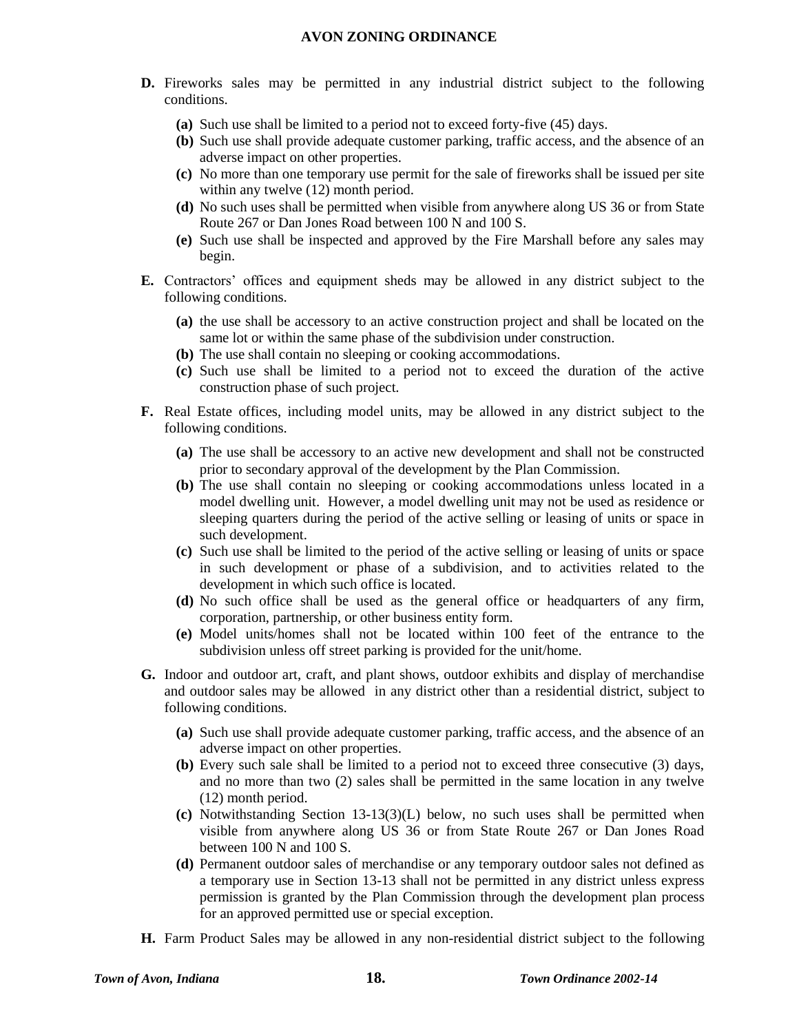**D.** Fireworks sales may be permitted in any industrial district subject to the following conditions.

- **(a)** Such use shall be limited to a period not to exceed forty-five (45) days.
- **(b)** Such use shall provide adequate customer parking, traffic access, and the absence of an adverse impact on other properties.
- **(c)** No more than one temporary use permit for the sale of fireworks shall be issued per site within any twelve (12) month period.
- **(d)** No such uses shall be permitted when visible from anywhere along US 36 or from State Route 267 or Dan Jones Road between 100 N and 100 S.
- **(e)** Such use shall be inspected and approved by the Fire Marshall before any sales may begin.

**E.** Contractors' offices and equipment sheds may be allowed in any district subject to the following conditions.

- **(a)** the use shall be accessory to an active construction project and shall be located on the same lot or within the same phase of the subdivision under construction.
- **(b)** The use shall contain no sleeping or cooking accommodations.
- **(c)** Such use shall be limited to a period not to exceed the duration of the active construction phase of such project.

**F.** Real Estate offices, including model units, may be allowed in any district subject to the following conditions.

- **(a)** The use shall be accessory to an active new development and shall not be constructed prior to secondary approval of the development by the Plan Commission.
- **(b)** The use shall contain no sleeping or cooking accommodations unless located in a model dwelling unit. However, a model dwelling unit may not be used as residence or sleeping quarters during the period of the active selling or leasing of units or space in such development.
- **(c)** Such use shall be limited to the period of the active selling or leasing of units or space in such development or phase of a subdivision, and to activities related to the development in which such office is located.
- **(d)** No such office shall be used as the general office or headquarters of any firm, corporation, partnership, or other business entity form.
- **(e)** Model units/homes shall not be located within 100 feet of the entrance to the subdivision unless off street parking is provided for the unit/home.

**G.** Indoor and outdoor art, craft, and plant shows, outdoor exhibits and display of merchandise and outdoor sales may be allowed in any district other than a residential district, subject to following conditions.

- **(a)** Such use shall provide adequate customer parking, traffic access, and the absence of an adverse impact on other properties.
- **(b)** Every such sale shall be limited to a period not to exceed three consecutive (3) days, and no more than two (2) sales shall be permitted in the same location in any twelve (12) month period.
- **(c)** Notwithstanding Section 13-13(3)(L) below, no such uses shall be permitted when visible from anywhere along US 36 or from State Route 267 or Dan Jones Road between 100 N and 100 S.
- **(d)** Permanent outdoor sales of merchandise or any temporary outdoor sales not defined as a temporary use in Section 13-13 shall not be permitted in any district unless express permission is granted by the Plan Commission through the development plan process for an approved permitted use or special exception.

**H.** Farm Product Sales may be allowed in any non-residential district subject to the following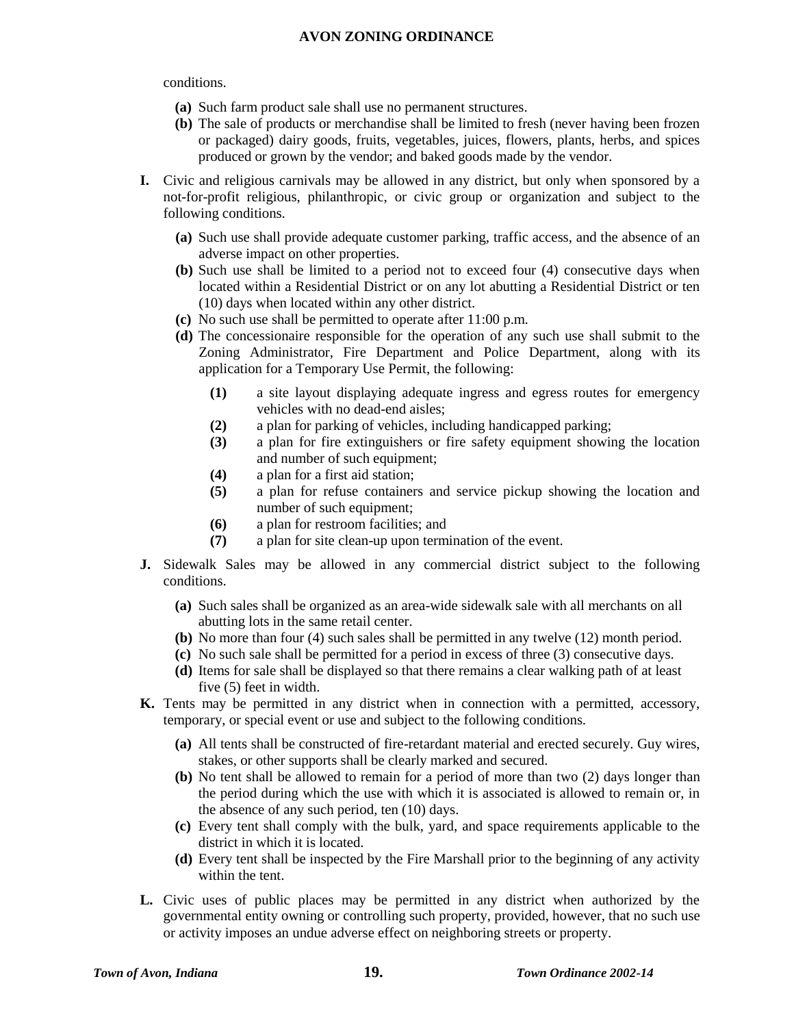conditions.

**(a)** Such farm product sale shall use no permanent structures.

**(b)** The sale of products or merchandise shall be limited to fresh (never having been frozen or packaged) dairy goods, fruits, vegetables, juices, flowers, plants, herbs, and spices produced or grown by the vendor; and baked goods made by the vendor.

**I.** Civic and religious carnivals may be allowed in any district, but only when sponsored by a not-for-profit religious, philanthropic, or civic group or organization and subject to the following conditions.

**(a)** Such use shall provide adequate customer parking, traffic access, and the absence of an adverse impact on other properties.

**(b)** Such use shall be limited to a period not to exceed four (4) consecutive days when located within a Residential District or on any lot abutting a Residential District or ten (10) days when located within any other district.

**(c)** No such use shall be permitted to operate after 11:00 p.m.

**(d)** The concessionaire responsible for the operation of any such use shall submit to the Zoning Administrator, Fire Department and Police Department, along with its application for a Temporary Use Permit, the following:

**(1)** a site layout displaying adequate ingress and egress routes for emergency vehicles with no dead-end aisles;

**(2)** a plan for parking of vehicles, including handicapped parking;

**(3)** a plan for fire extinguishers or fire safety equipment showing the location and number of such equipment;

**(4)** a plan for a first aid station;

**(5)** a plan for refuse containers and service pickup showing the location and number of such equipment;

**(6)** a plan for restroom facilities; and

**(7)** a plan for site clean-up upon termination of the event.

**J.** Sidewalk Sales may be allowed in any commercial district subject to the following conditions.

**(a)** Such sales shall be organized as an area-wide sidewalk sale with all merchants on all abutting lots in the same retail center.

**(b)** No more than four (4) such sales shall be permitted in any twelve (12) month period.

**(c)** No such sale shall be permitted for a period in excess of three (3) consecutive days.

**(d)** Items for sale shall be displayed so that there remains a clear walking path of at least five (5) feet in width.

**K.** Tents may be permitted in any district when in connection with a permitted, accessory, temporary, or special event or use and subject to the following conditions.

**(a)** All tents shall be constructed of fire-retardant material and erected securely. Guy wires, stakes, or other supports shall be clearly marked and secured.

**(b)** No tent shall be allowed to remain for a period of more than two (2) days longer than the period during which the use with which it is associated is allowed to remain or, in the absence of any such period, ten (10) days.

**(c)** Every tent shall comply with the bulk, yard, and space requirements applicable to the district in which it is located.

**(d)** Every tent shall be inspected by the Fire Marshall prior to the beginning of any activity within the tent.

**L.** Civic uses of public places may be permitted in any district when authorized by the governmental entity owning or controlling such property, provided, however, that no such use or activity imposes an undue adverse effect on neighboring streets or property.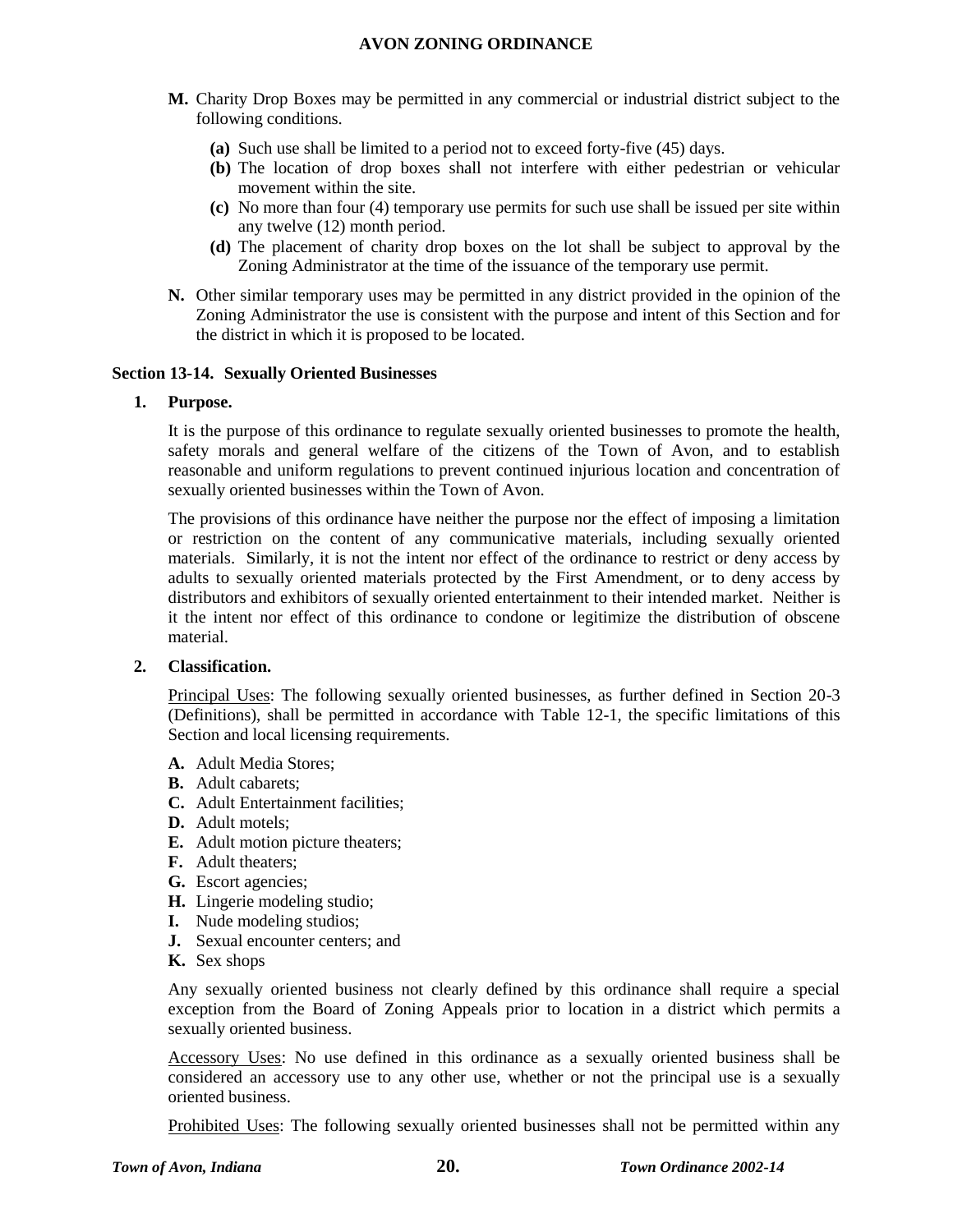**M.** Charity Drop Boxes may be permitted in any commercial or industrial district subject to the following conditions.

- **(a)** Such use shall be limited to a period not to exceed forty-five (45) days.
- **(b)** The location of drop boxes shall not interfere with either pedestrian or vehicular movement within the site.
- **(c)** No more than four (4) temporary use permits for such use shall be issued per site within any twelve (12) month period.
- **(d)** The placement of charity drop boxes on the lot shall be subject to approval by the Zoning Administrator at the time of the issuance of the temporary use permit.

**N.** Other similar temporary uses may be permitted in any district provided in the opinion of the Zoning Administrator the use is consistent with the purpose and intent of this Section and for the district in which it is proposed to be located.

### Section 13-14. Sexually Oriented Businesses

**1. Purpose.**

It is the purpose of this ordinance to regulate sexually oriented businesses to promote the health, safety morals and general welfare of the citizens of the Town of Avon, and to establish reasonable and uniform regulations to prevent continued injurious location and concentration of sexually oriented businesses within the Town of Avon.

The provisions of this ordinance have neither the purpose nor the effect of imposing a limitation or restriction on the content of any communicative materials, including sexually oriented materials. Similarly, it is not the intent nor effect of the ordinance to restrict or deny access by adults to sexually oriented materials protected by the First Amendment, or to deny access by distributors and exhibitors of sexually oriented entertainment to their intended market. Neither is it the intent nor effect of this ordinance to condone or legitimize the distribution of obscene material.

**2. Classification.**

Principal Uses: The following sexually oriented businesses, as further defined in Section 20-3 (Definitions), shall be permitted in accordance with Table 12-1, the specific limitations of this Section and local licensing requirements.

- **A.** Adult Media Stores;
- **B.** Adult cabarets;
- **C.** Adult Entertainment facilities;
- **D.** Adult motels;
- **E.** Adult motion picture theaters;
- **F.** Adult theaters;
- **G.** Escort agencies;
- **H.** Lingerie modeling studio;
- **I.** Nude modeling studios;
- **J.** Sexual encounter centers; and
- **K.** Sex shops

Any sexually oriented business not clearly defined by this ordinance shall require a special exception from the Board of Zoning Appeals prior to location in a district which permits a sexually oriented business.

Accessory Uses: No use defined in this ordinance as a sexually oriented business shall be considered an accessory use to any other use, whether or not the principal use is a sexually oriented business.

Prohibited Uses: The following sexually oriented businesses shall not be permitted within any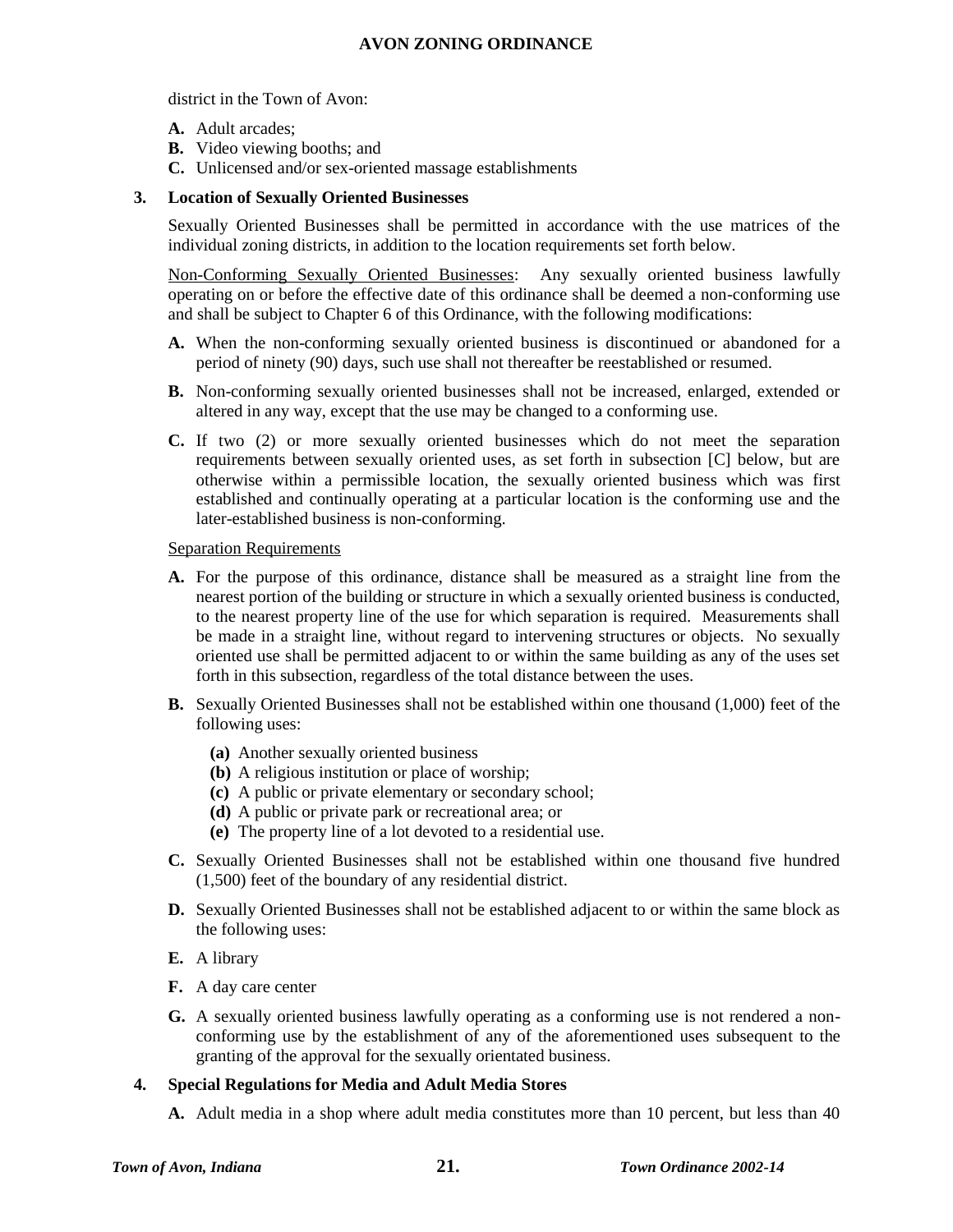district in the Town of Avon:

**A.** Adult arcades;
**B.** Video viewing booths; and
**C.** Unlicensed and/or sex-oriented massage establishments

### 3. Location of Sexually Oriented Businesses

Sexually Oriented Businesses shall be permitted in accordance with the use matrices of the individual zoning districts, in addition to the location requirements set forth below.

<u>Non-Conforming Sexually Oriented Businesses</u>: Any sexually oriented business lawfully operating on or before the effective date of this ordinance shall be deemed a non-conforming use and shall be subject to Chapter 6 of this Ordinance, with the following modifications:

**A.** When the non-conforming sexually oriented business is discontinued or abandoned for a period of ninety (90) days, such use shall not thereafter be reestablished or resumed.

**B.** Non-conforming sexually oriented businesses shall not be increased, enlarged, extended or altered in any way, except that the use may be changed to a conforming use.

**C.** If two (2) or more sexually oriented businesses which do not meet the separation requirements between sexually oriented uses, as set forth in subsection [C] below, but are otherwise within a permissible location, the sexually oriented business which was first established and continually operating at a particular location is the conforming use and the later-established business is non-conforming.

<u>Separation Requirements</u>

**A.** For the purpose of this ordinance, distance shall be measured as a straight line from the nearest portion of the building or structure in which a sexually oriented business is conducted, to the nearest property line of the use for which separation is required. Measurements shall be made in a straight line, without regard to intervening structures or objects. No sexually oriented use shall be permitted adjacent to or within the same building as any of the uses set forth in this subsection, regardless of the total distance between the uses.

**B.** Sexually Oriented Businesses shall not be established within one thousand (1,000) feet of the following uses:

- **(a)** Another sexually oriented business
- **(b)** A religious institution or place of worship;
- **(c)** A public or private elementary or secondary school;
- **(d)** A public or private park or recreational area; or
- **(e)** The property line of a lot devoted to a residential use.

**C.** Sexually Oriented Businesses shall not be established within one thousand five hundred (1,500) feet of the boundary of any residential district.

**D.** Sexually Oriented Businesses shall not be established adjacent to or within the same block as the following uses:

**E.** A library

**F.** A day care center

**G.** A sexually oriented business lawfully operating as a conforming use is not rendered a non-conforming use by the establishment of any of the aforementioned uses subsequent to the granting of the approval for the sexually orientated business.

### 4. Special Regulations for Media and Adult Media Stores

**A.** Adult media in a shop where adult media constitutes more than 10 percent, but less than 40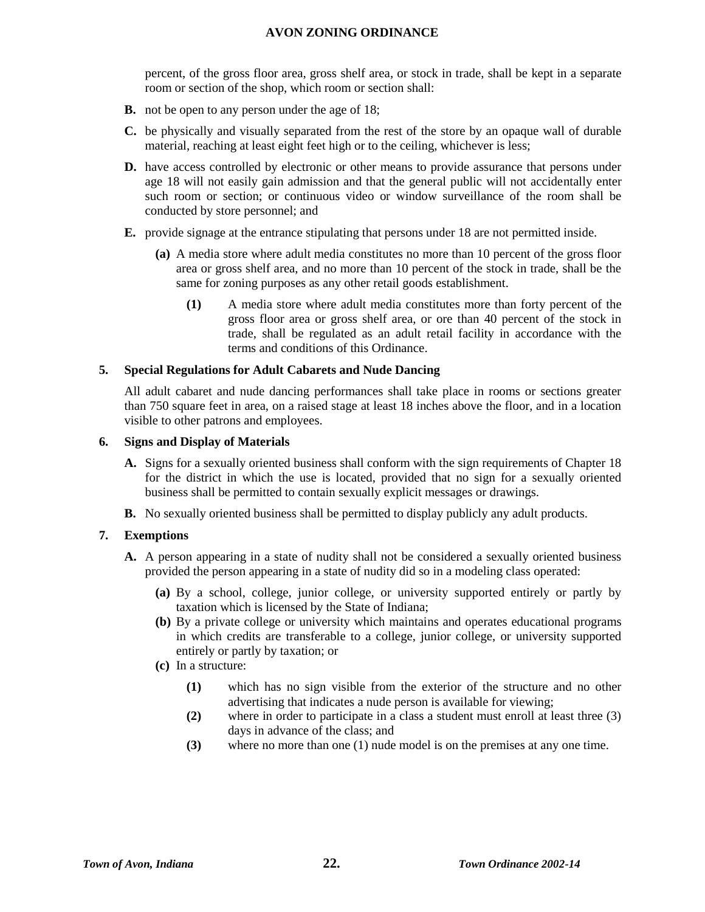percent, of the gross floor area, gross shelf area, or stock in trade, shall be kept in a separate room or section of the shop, which room or section shall:

**B.** not be open to any person under the age of 18;

**C.** be physically and visually separated from the rest of the store by an opaque wall of durable material, reaching at least eight feet high or to the ceiling, whichever is less;

**D.** have access controlled by electronic or other means to provide assurance that persons under age 18 will not easily gain admission and that the general public will not accidentally enter such room or section; or continuous video or window surveillance of the room shall be conducted by store personnel; and

**E.** provide signage at the entrance stipulating that persons under 18 are not permitted inside.

**(a)** A media store where adult media constitutes no more than 10 percent of the gross floor area or gross shelf area, and no more than 10 percent of the stock in trade, shall be the same for zoning purposes as any other retail goods establishment.

**(1)** A media store where adult media constitutes more than forty percent of the gross floor area or gross shelf area, or ore than 40 percent of the stock in trade, shall be regulated as an adult retail facility in accordance with the terms and conditions of this Ordinance.

**5. Special Regulations for Adult Cabarets and Nude Dancing**

All adult cabaret and nude dancing performances shall take place in rooms or sections greater than 750 square feet in area, on a raised stage at least 18 inches above the floor, and in a location visible to other patrons and employees.

**6. Signs and Display of Materials**

**A.** Signs for a sexually oriented business shall conform with the sign requirements of Chapter 18 for the district in which the use is located, provided that no sign for a sexually oriented business shall be permitted to contain sexually explicit messages or drawings.

**B.** No sexually oriented business shall be permitted to display publicly any adult products.

**7. Exemptions**

**A.** A person appearing in a state of nudity shall not be considered a sexually oriented business provided the person appearing in a state of nudity did so in a modeling class operated:

**(a)** By a school, college, junior college, or university supported entirely or partly by taxation which is licensed by the State of Indiana;

**(b)** By a private college or university which maintains and operates educational programs in which credits are transferable to a college, junior college, or university supported entirely or partly by taxation; or

**(c)** In a structure:

**(1)** which has no sign visible from the exterior of the structure and no other advertising that indicates a nude person is available for viewing;

**(2)** where in order to participate in a class a student must enroll at least three (3) days in advance of the class; and

**(3)** where no more than one (1) nude model is on the premises at any one time.